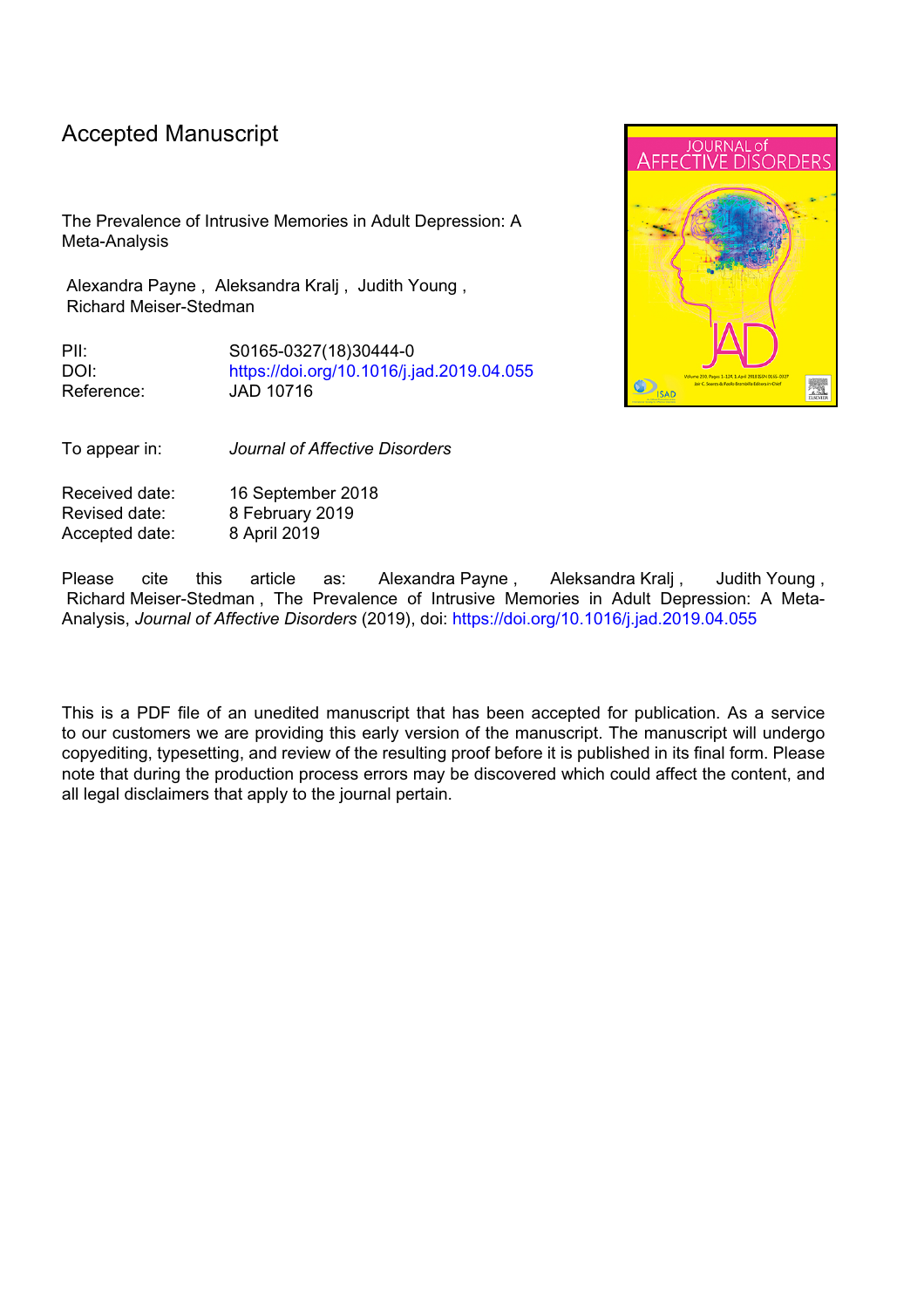# Accepted Manuscript

The Prevalence of Intrusive Memories in Adult Depression: A Meta-Analysis

Alexandra Payne , Aleksandra Kralj , Judith Young , Richard Meiser-Stedman

| | |
|---|---|
| PII: | S0165-0327(18)30444-0 |
| DOI: | https://doi.org/10.1016/j.jad.2019.04.055 |
| Reference: | JAD 10716 |

To appear in: *Journal of Affective Disorders*

| | |
|---|---|
| Received date: | 16 September 2018 |
| Revised date: | 8 February 2019 |
| Accepted date: | 8 April 2019 |

Please cite this article as: Alexandra Payne , Aleksandra Kralj , Judith Young , Richard Meiser-Stedman , The Prevalence of Intrusive Memories in Adult Depression: A Meta-Analysis, *Journal of Affective Disorders* (2019), doi: https://doi.org/10.1016/j.jad.2019.04.055

This is a PDF file of an unedited manuscript that has been accepted for publication. As a service to our customers we are providing this early version of the manuscript. The manuscript will undergo copyediting, typesetting, and review of the resulting proof before it is published in its final form. Please note that during the production process errors may be discovered which could affect the content, and all legal disclaimers that apply to the journal pertain.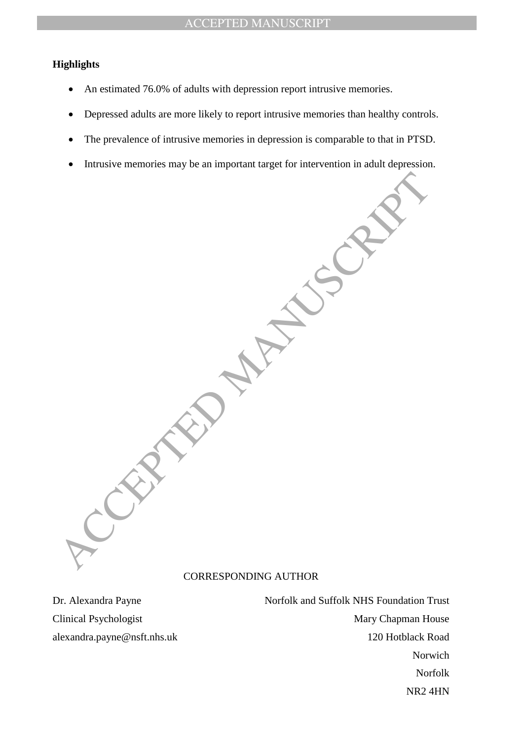**Highlights**

- An estimated 76.0% of adults with depression report intrusive memories.
- Depressed adults are more likely to report intrusive memories than healthy controls.
- The prevalence of intrusive memories in depression is comparable to that in PTSD.
- Intrusive memories may be an important target for intervention in adult depression.

CORRESPONDING AUTHOR

Dr. Alexandra Payne
Clinical Psychologist
alexandra.payne@nsft.nhs.uk

Norfolk and Suffolk NHS Foundation Trust
Mary Chapman House
120 Hotblack Road
Norwich
Norfolk
NR2 4HN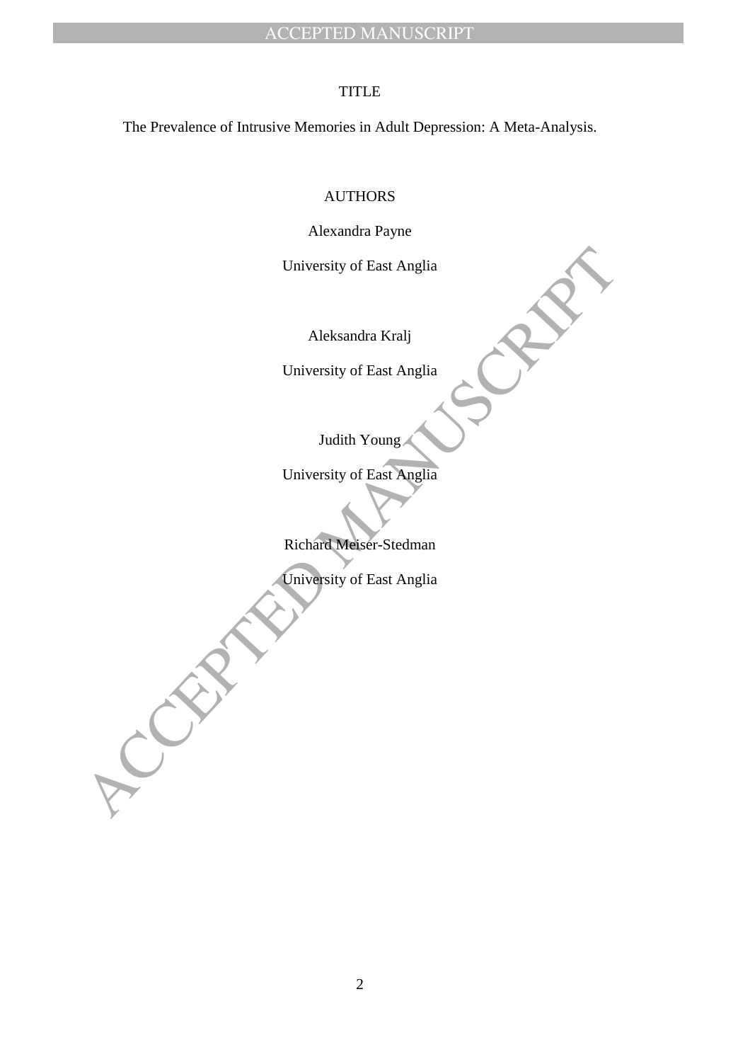TITLE

The Prevalence of Intrusive Memories in Adult Depression: A Meta-Analysis.

AUTHORS

Alexandra Payne

University of East Anglia

Aleksandra Kralj

University of East Anglia

Judith Young

University of East Anglia

Richard Meiser-Stedman

University of East Anglia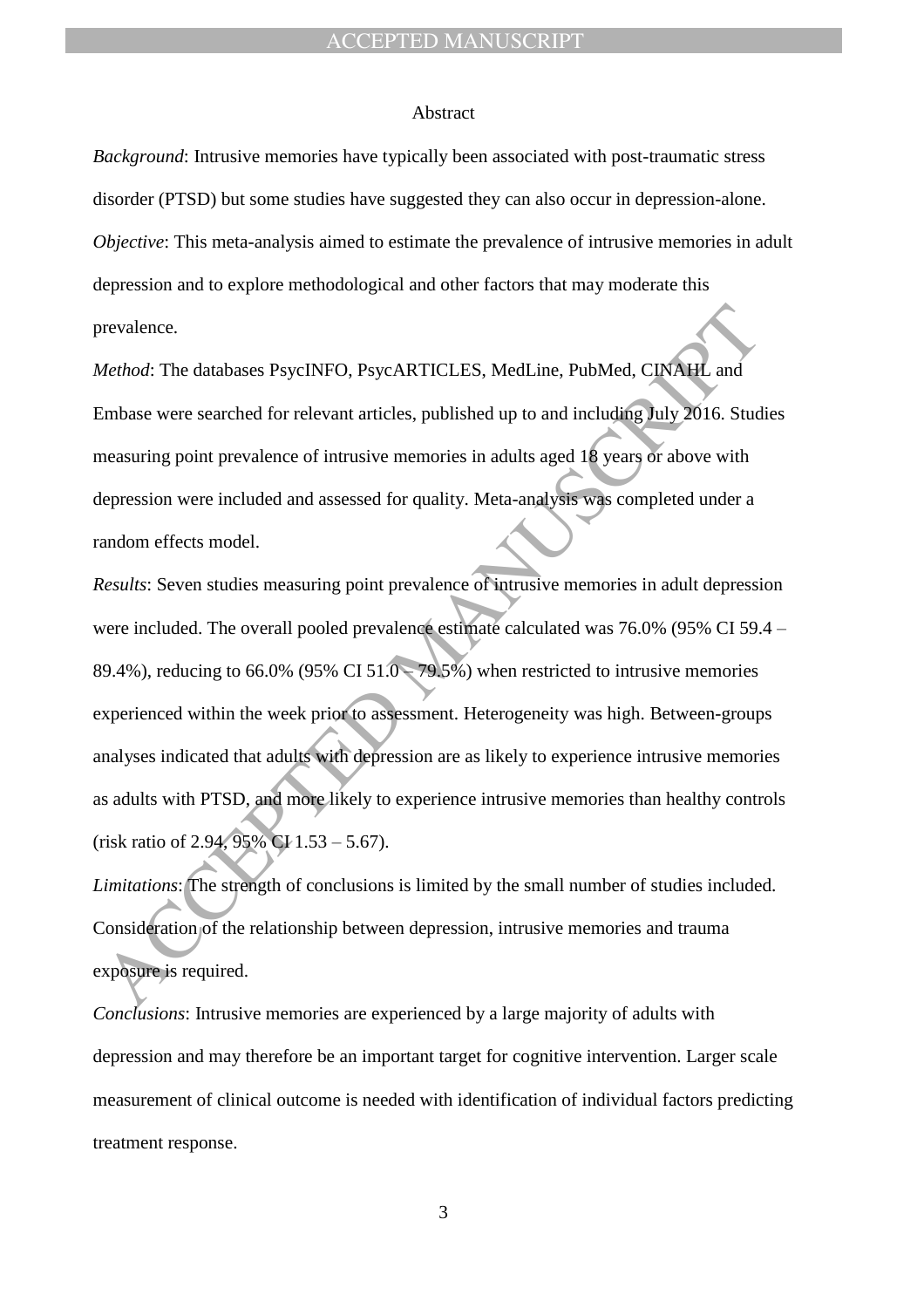## Abstract

*Background*: Intrusive memories have typically been associated with post-traumatic stress disorder (PTSD) but some studies have suggested they can also occur in depression-alone.

*Objective*: This meta-analysis aimed to estimate the prevalence of intrusive memories in adult depression and to explore methodological and other factors that may moderate this prevalence.

*Method*: The databases PsycINFO, PsycARTICLES, MedLine, PubMed, CINAHL and Embase were searched for relevant articles, published up to and including July 2016. Studies measuring point prevalence of intrusive memories in adults aged 18 years or above with depression were included and assessed for quality. Meta-analysis was completed under a random effects model.

*Results*: Seven studies measuring point prevalence of intrusive memories in adult depression were included. The overall pooled prevalence estimate calculated was 76.0% (95% CI 59.4 – 89.4%), reducing to 66.0% (95% CI 51.0 – 79.5%) when restricted to intrusive memories experienced within the week prior to assessment. Heterogeneity was high. Between-groups analyses indicated that adults with depression are as likely to experience intrusive memories as adults with PTSD, and more likely to experience intrusive memories than healthy controls (risk ratio of 2.94, 95% CI 1.53 – 5.67).

*Limitations*: The strength of conclusions is limited by the small number of studies included. Consideration of the relationship between depression, intrusive memories and trauma exposure is required.

*Conclusions*: Intrusive memories are experienced by a large majority of adults with depression and may therefore be an important target for cognitive intervention. Larger scale measurement of clinical outcome is needed with identification of individual factors predicting treatment response.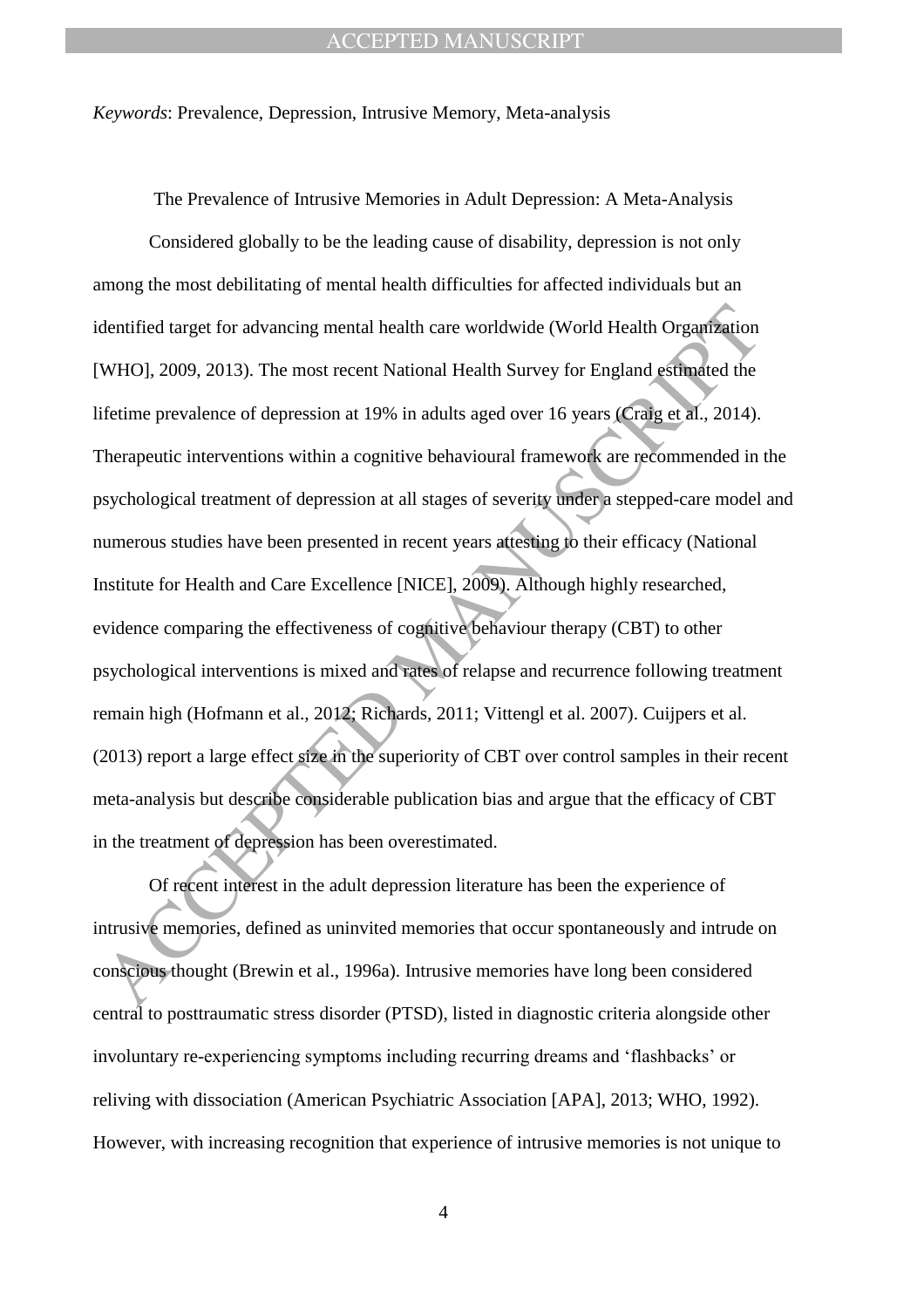*Keywords*: Prevalence, Depression, Intrusive Memory, Meta-analysis

The Prevalence of Intrusive Memories in Adult Depression: A Meta-Analysis

Considered globally to be the leading cause of disability, depression is not only among the most debilitating of mental health difficulties for affected individuals but an identified target for advancing mental health care worldwide (World Health Organization [WHO], 2009, 2013). The most recent National Health Survey for England estimated the lifetime prevalence of depression at 19% in adults aged over 16 years (Craig et al., 2014). Therapeutic interventions within a cognitive behavioural framework are recommended in the psychological treatment of depression at all stages of severity under a stepped-care model and numerous studies have been presented in recent years attesting to their efficacy (National Institute for Health and Care Excellence [NICE], 2009). Although highly researched, evidence comparing the effectiveness of cognitive behaviour therapy (CBT) to other psychological interventions is mixed and rates of relapse and recurrence following treatment remain high (Hofmann et al., 2012; Richards, 2011; Vittengl et al. 2007). Cuijpers et al. (2013) report a large effect size in the superiority of CBT over control samples in their recent meta-analysis but describe considerable publication bias and argue that the efficacy of CBT in the treatment of depression has been overestimated.

Of recent interest in the adult depression literature has been the experience of intrusive memories, defined as uninvited memories that occur spontaneously and intrude on conscious thought (Brewin et al., 1996a). Intrusive memories have long been considered central to posttraumatic stress disorder (PTSD), listed in diagnostic criteria alongside other involuntary re-experiencing symptoms including recurring dreams and 'flashbacks' or reliving with dissociation (American Psychiatric Association [APA], 2013; WHO, 1992). However, with increasing recognition that experience of intrusive memories is not unique to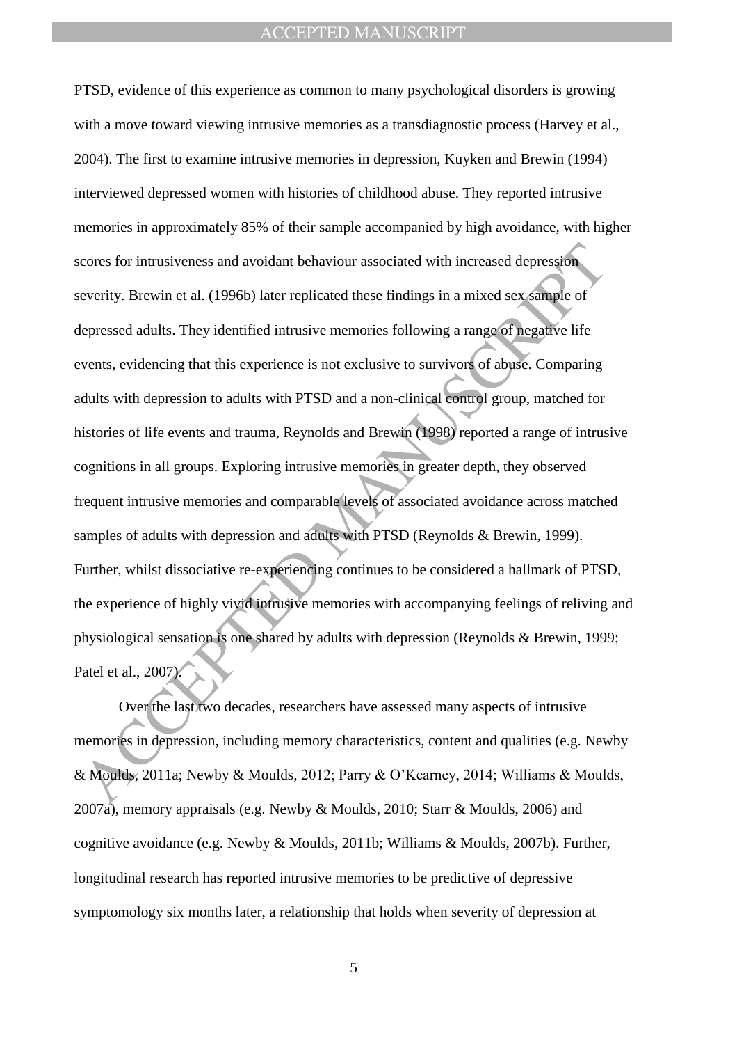PTSD, evidence of this experience as common to many psychological disorders is growing with a move toward viewing intrusive memories as a transdiagnostic process (Harvey et al., 2004). The first to examine intrusive memories in depression, Kuyken and Brewin (1994) interviewed depressed women with histories of childhood abuse. They reported intrusive memories in approximately 85% of their sample accompanied by high avoidance, with higher scores for intrusiveness and avoidant behaviour associated with increased depression severity. Brewin et al. (1996b) later replicated these findings in a mixed sex sample of depressed adults. They identified intrusive memories following a range of negative life events, evidencing that this experience is not exclusive to survivors of abuse. Comparing adults with depression to adults with PTSD and a non-clinical control group, matched for histories of life events and trauma, Reynolds and Brewin (1998) reported a range of intrusive cognitions in all groups. Exploring intrusive memories in greater depth, they observed frequent intrusive memories and comparable levels of associated avoidance across matched samples of adults with depression and adults with PTSD (Reynolds & Brewin, 1999). Further, whilst dissociative re-experiencing continues to be considered a hallmark of PTSD, the experience of highly vivid intrusive memories with accompanying feelings of reliving and physiological sensation is one shared by adults with depression (Reynolds & Brewin, 1999; Patel et al., 2007).

Over the last two decades, researchers have assessed many aspects of intrusive memories in depression, including memory characteristics, content and qualities (e.g. Newby & Moulds, 2011a; Newby & Moulds, 2012; Parry & O'Kearney, 2014; Williams & Moulds, 2007a), memory appraisals (e.g. Newby & Moulds, 2010; Starr & Moulds, 2006) and cognitive avoidance (e.g. Newby & Moulds, 2011b; Williams & Moulds, 2007b). Further, longitudinal research has reported intrusive memories to be predictive of depressive symptomology six months later, a relationship that holds when severity of depression at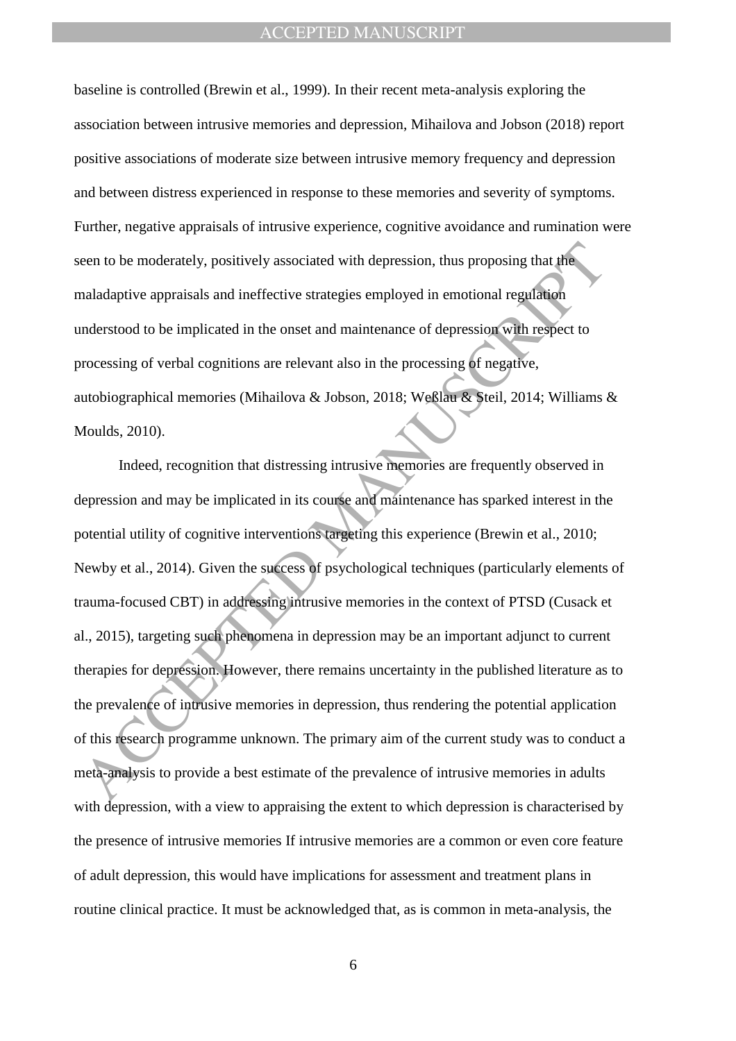baseline is controlled (Brewin et al., 1999). In their recent meta-analysis exploring the association between intrusive memories and depression, Mihailova and Jobson (2018) report positive associations of moderate size between intrusive memory frequency and depression and between distress experienced in response to these memories and severity of symptoms. Further, negative appraisals of intrusive experience, cognitive avoidance and rumination were seen to be moderately, positively associated with depression, thus proposing that the maladaptive appraisals and ineffective strategies employed in emotional regulation understood to be implicated in the onset and maintenance of depression with respect to processing of verbal cognitions are relevant also in the processing of negative, autobiographical memories (Mihailova & Jobson, 2018; Weßlau & Steil, 2014; Williams & Moulds, 2010).

Indeed, recognition that distressing intrusive memories are frequently observed in depression and may be implicated in its course and maintenance has sparked interest in the potential utility of cognitive interventions targeting this experience (Brewin et al., 2010; Newby et al., 2014). Given the success of psychological techniques (particularly elements of trauma-focused CBT) in addressing intrusive memories in the context of PTSD (Cusack et al., 2015), targeting such phenomena in depression may be an important adjunct to current therapies for depression. However, there remains uncertainty in the published literature as to the prevalence of intrusive memories in depression, thus rendering the potential application of this research programme unknown. The primary aim of the current study was to conduct a meta-analysis to provide a best estimate of the prevalence of intrusive memories in adults with depression, with a view to appraising the extent to which depression is characterised by the presence of intrusive memories If intrusive memories are a common or even core feature of adult depression, this would have implications for assessment and treatment plans in routine clinical practice. It must be acknowledged that, as is common in meta-analysis, the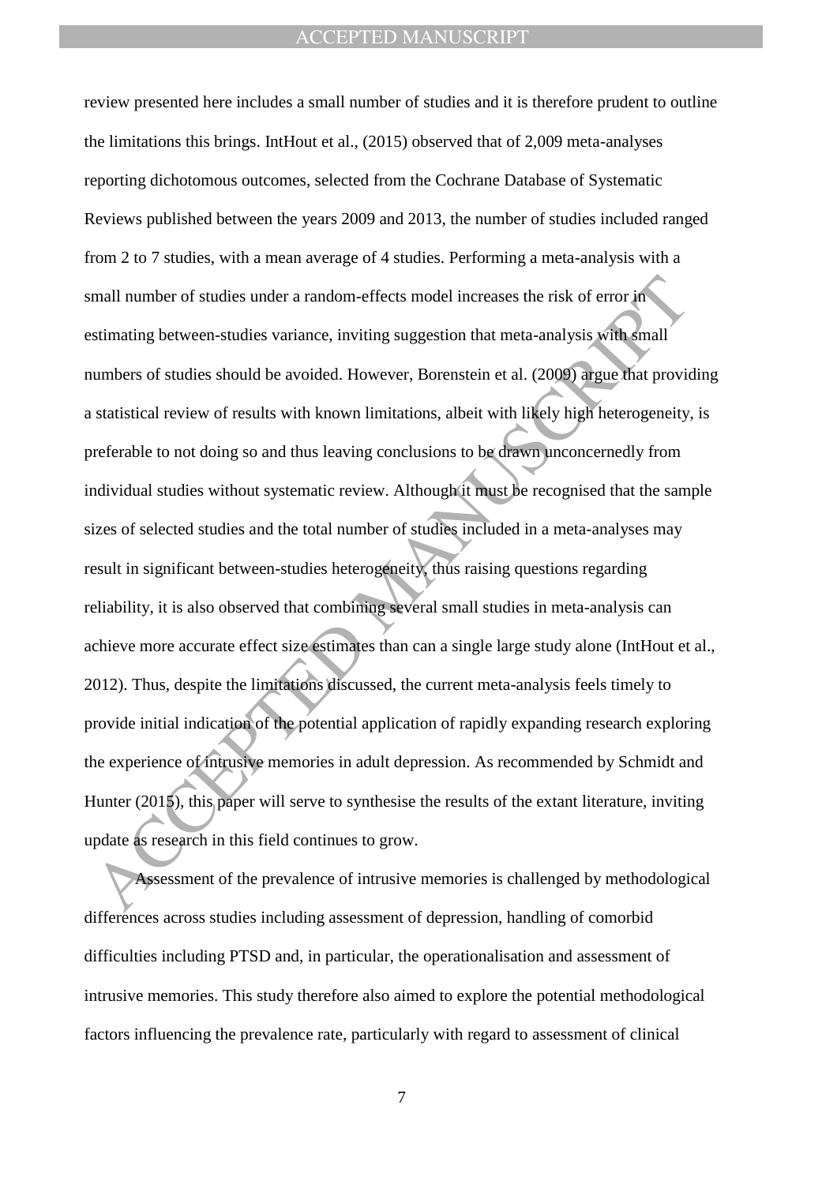review presented here includes a small number of studies and it is therefore prudent to outline the limitations this brings. IntHout et al., (2015) observed that of 2,009 meta-analyses reporting dichotomous outcomes, selected from the Cochrane Database of Systematic Reviews published between the years 2009 and 2013, the number of studies included ranged from 2 to 7 studies, with a mean average of 4 studies. Performing a meta-analysis with a small number of studies under a random-effects model increases the risk of error in estimating between-studies variance, inviting suggestion that meta-analysis with small numbers of studies should be avoided. However, Borenstein et al. (2009) argue that providing a statistical review of results with known limitations, albeit with likely high heterogeneity, is preferable to not doing so and thus leaving conclusions to be drawn unconcernedly from individual studies without systematic review. Although it must be recognised that the sample sizes of selected studies and the total number of studies included in a meta-analyses may result in significant between-studies heterogeneity, thus raising questions regarding reliability, it is also observed that combining several small studies in meta-analysis can achieve more accurate effect size estimates than can a single large study alone (IntHout et al., 2012). Thus, despite the limitations discussed, the current meta-analysis feels timely to provide initial indication of the potential application of rapidly expanding research exploring the experience of intrusive memories in adult depression. As recommended by Schmidt and Hunter (2015), this paper will serve to synthesise the results of the extant literature, inviting update as research in this field continues to grow.

Assessment of the prevalence of intrusive memories is challenged by methodological differences across studies including assessment of depression, handling of comorbid difficulties including PTSD and, in particular, the operationalisation and assessment of intrusive memories. This study therefore also aimed to explore the potential methodological factors influencing the prevalence rate, particularly with regard to assessment of clinical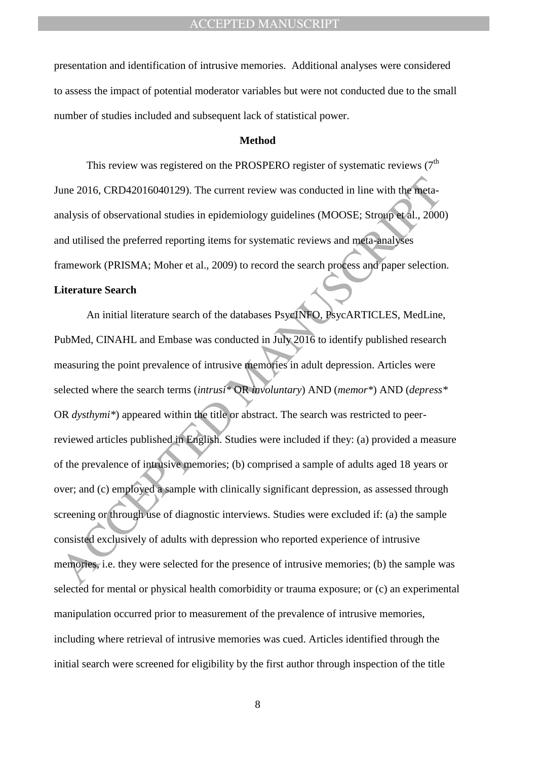presentation and identification of intrusive memories. Additional analyses were considered to assess the impact of potential moderator variables but were not conducted due to the small number of studies included and subsequent lack of statistical power.

## Method

This review was registered on the PROSPERO register of systematic reviews (7th June 2016, CRD42016040129). The current review was conducted in line with the meta-analysis of observational studies in epidemiology guidelines (MOOSE; Stroup et al., 2000) and utilised the preferred reporting items for systematic reviews and meta-analyses framework (PRISMA; Moher et al., 2009) to record the search process and paper selection.

### Literature Search

An initial literature search of the databases PsycINFO, PsycARTICLES, MedLine, PubMed, CINAHL and Embase was conducted in July 2016 to identify published research measuring the point prevalence of intrusive memories in adult depression. Articles were selected where the search terms (*intrusi** OR *involuntary*) AND (*memor**) AND (*depress** OR *dysthymi**) appeared within the title or abstract. The search was restricted to peer-reviewed articles published in English. Studies were included if they: (a) provided a measure of the prevalence of intrusive memories; (b) comprised a sample of adults aged 18 years or over; and (c) employed a sample with clinically significant depression, as assessed through screening or through use of diagnostic interviews. Studies were excluded if: (a) the sample consisted exclusively of adults with depression who reported experience of intrusive memories, i.e. they were selected for the presence of intrusive memories; (b) the sample was selected for mental or physical health comorbidity or trauma exposure; or (c) an experimental manipulation occurred prior to measurement of the prevalence of intrusive memories, including where retrieval of intrusive memories was cued. Articles identified through the initial search were screened for eligibility by the first author through inspection of the title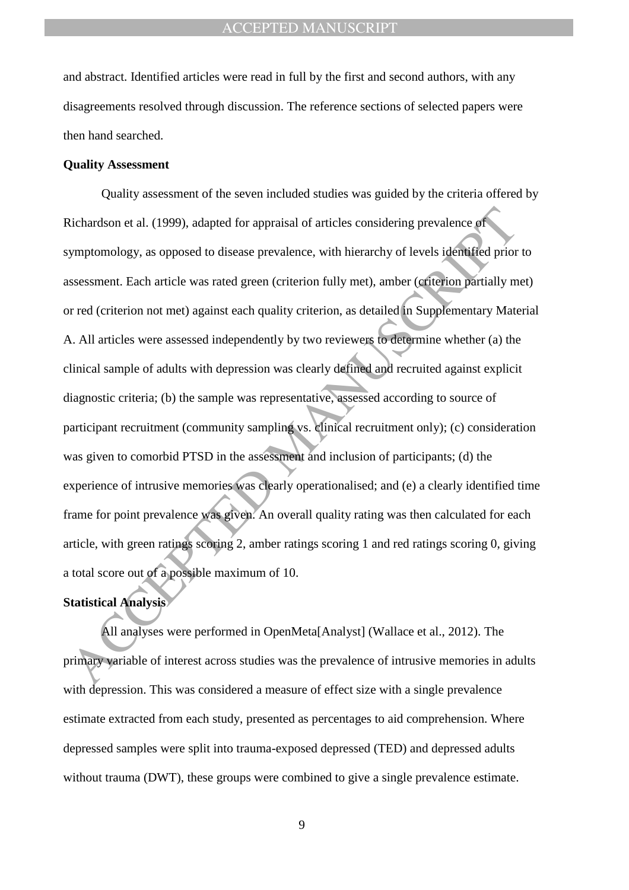and abstract. Identified articles were read in full by the first and second authors, with any disagreements resolved through discussion. The reference sections of selected papers were then hand searched.

**Quality Assessment**

Quality assessment of the seven included studies was guided by the criteria offered by Richardson et al. (1999), adapted for appraisal of articles considering prevalence of symptomology, as opposed to disease prevalence, with hierarchy of levels identified prior to assessment. Each article was rated green (criterion fully met), amber (criterion partially met) or red (criterion not met) against each quality criterion, as detailed in Supplementary Material A. All articles were assessed independently by two reviewers to determine whether (a) the clinical sample of adults with depression was clearly defined and recruited against explicit diagnostic criteria; (b) the sample was representative, assessed according to source of participant recruitment (community sampling vs. clinical recruitment only); (c) consideration was given to comorbid PTSD in the assessment and inclusion of participants; (d) the experience of intrusive memories was clearly operationalised; and (e) a clearly identified time frame for point prevalence was given. An overall quality rating was then calculated for each article, with green ratings scoring 2, amber ratings scoring 1 and red ratings scoring 0, giving a total score out of a possible maximum of 10.

**Statistical Analysis**

All analyses were performed in OpenMeta[Analyst] (Wallace et al., 2012). The primary variable of interest across studies was the prevalence of intrusive memories in adults with depression. This was considered a measure of effect size with a single prevalence estimate extracted from each study, presented as percentages to aid comprehension. Where depressed samples were split into trauma-exposed depressed (TED) and depressed adults without trauma (DWT), these groups were combined to give a single prevalence estimate.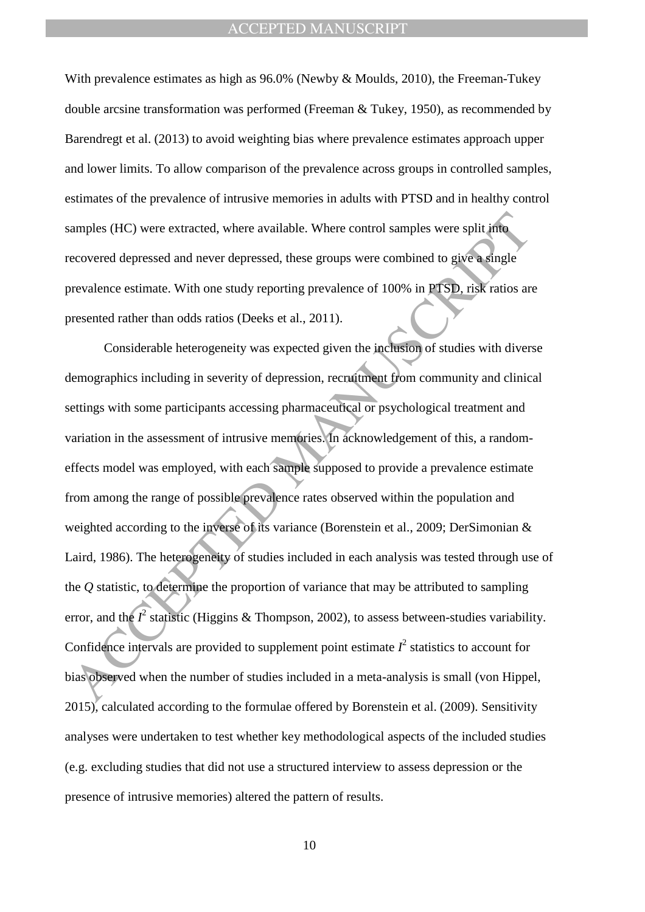With prevalence estimates as high as 96.0% (Newby & Moulds, 2010), the Freeman-Tukey double arcsine transformation was performed (Freeman & Tukey, 1950), as recommended by Barendregt et al. (2013) to avoid weighting bias where prevalence estimates approach upper and lower limits. To allow comparison of the prevalence across groups in controlled samples, estimates of the prevalence of intrusive memories in adults with PTSD and in healthy control samples (HC) were extracted, where available. Where control samples were split into recovered depressed and never depressed, these groups were combined to give a single prevalence estimate. With one study reporting prevalence of 100% in PTSD, risk ratios are presented rather than odds ratios (Deeks et al., 2011).

Considerable heterogeneity was expected given the inclusion of studies with diverse demographics including in severity of depression, recruitment from community and clinical settings with some participants accessing pharmaceutical or psychological treatment and variation in the assessment of intrusive memories. In acknowledgement of this, a random-effects model was employed, with each sample supposed to provide a prevalence estimate from among the range of possible prevalence rates observed within the population and weighted according to the inverse of its variance (Borenstein et al., 2009; DerSimonian & Laird, 1986). The heterogeneity of studies included in each analysis was tested through use of the $Q$ statistic, to determine the proportion of variance that may be attributed to sampling error, and the $I^2$ statistic (Higgins & Thompson, 2002), to assess between-studies variability. Confidence intervals are provided to supplement point estimate $I^2$ statistics to account for bias observed when the number of studies included in a meta-analysis is small (von Hippel, 2015), calculated according to the formulae offered by Borenstein et al. (2009). Sensitivity analyses were undertaken to test whether key methodological aspects of the included studies (e.g. excluding studies that did not use a structured interview to assess depression or the presence of intrusive memories) altered the pattern of results.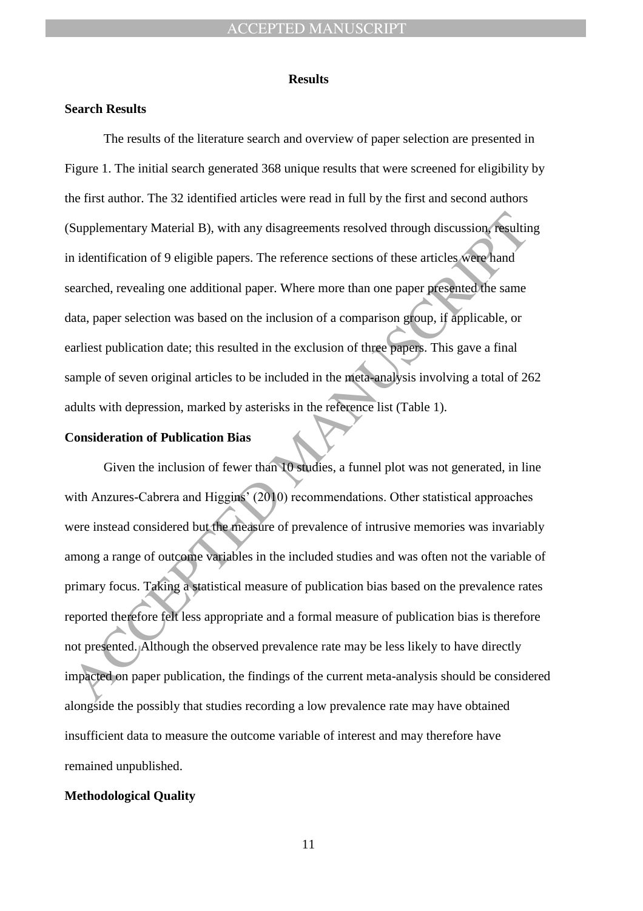## Results

### Search Results

The results of the literature search and overview of paper selection are presented in Figure 1. The initial search generated 368 unique results that were screened for eligibility by the first author. The 32 identified articles were read in full by the first and second authors (Supplementary Material B), with any disagreements resolved through discussion, resulting in identification of 9 eligible papers. The reference sections of these articles were hand searched, revealing one additional paper. Where more than one paper presented the same data, paper selection was based on the inclusion of a comparison group, if applicable, or earliest publication date; this resulted in the exclusion of three papers. This gave a final sample of seven original articles to be included in the meta-analysis involving a total of 262 adults with depression, marked by asterisks in the reference list (Table 1).

### Consideration of Publication Bias

Given the inclusion of fewer than 10 studies, a funnel plot was not generated, in line with Anzures-Cabrera and Higgins' (2010) recommendations. Other statistical approaches were instead considered but the measure of prevalence of intrusive memories was invariably among a range of outcome variables in the included studies and was often not the variable of primary focus. Taking a statistical measure of publication bias based on the prevalence rates reported therefore felt less appropriate and a formal measure of publication bias is therefore not presented. Although the observed prevalence rate may be less likely to have directly impacted on paper publication, the findings of the current meta-analysis should be considered alongside the possibly that studies recording a low prevalence rate may have obtained insufficient data to measure the outcome variable of interest and may therefore have remained unpublished.

### Methodological Quality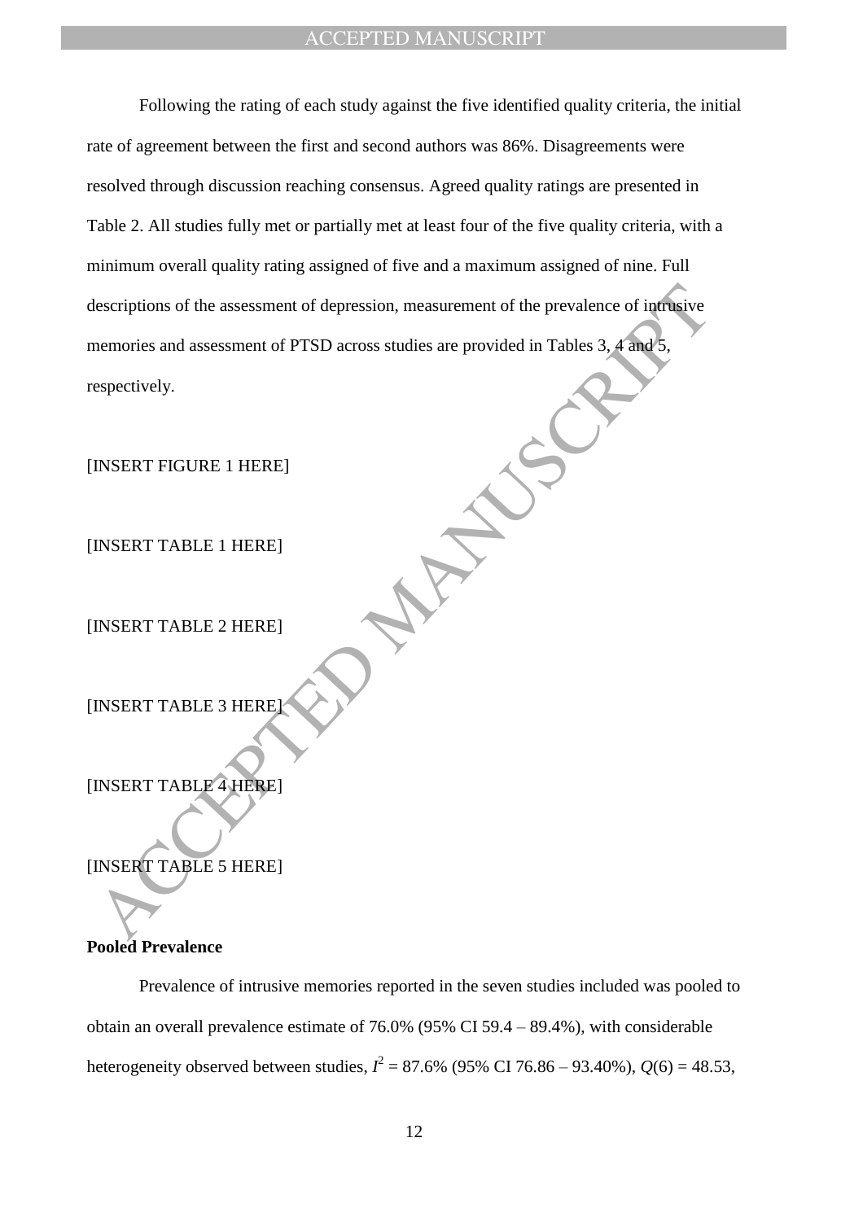Following the rating of each study against the five identified quality criteria, the initial rate of agreement between the first and second authors was 86%. Disagreements were resolved through discussion reaching consensus. Agreed quality ratings are presented in Table 2. All studies fully met or partially met at least four of the five quality criteria, with a minimum overall quality rating assigned of five and a maximum assigned of nine. Full descriptions of the assessment of depression, measurement of the prevalence of intrusive memories and assessment of PTSD across studies are provided in Tables 3, 4 and 5, respectively.

[INSERT FIGURE 1 HERE]

[INSERT TABLE 1 HERE]

[INSERT TABLE 2 HERE]

[INSERT TABLE 3 HERE]

[INSERT TABLE 4 HERE]

[INSERT TABLE 5 HERE]

**Pooled Prevalence**

Prevalence of intrusive memories reported in the seven studies included was pooled to obtain an overall prevalence estimate of 76.0% (95% CI 59.4 – 89.4%), with considerable heterogeneity observed between studies, $I^2$ = 87.6% (95% CI 76.86 – 93.40%), $Q(6)$ = 48.53,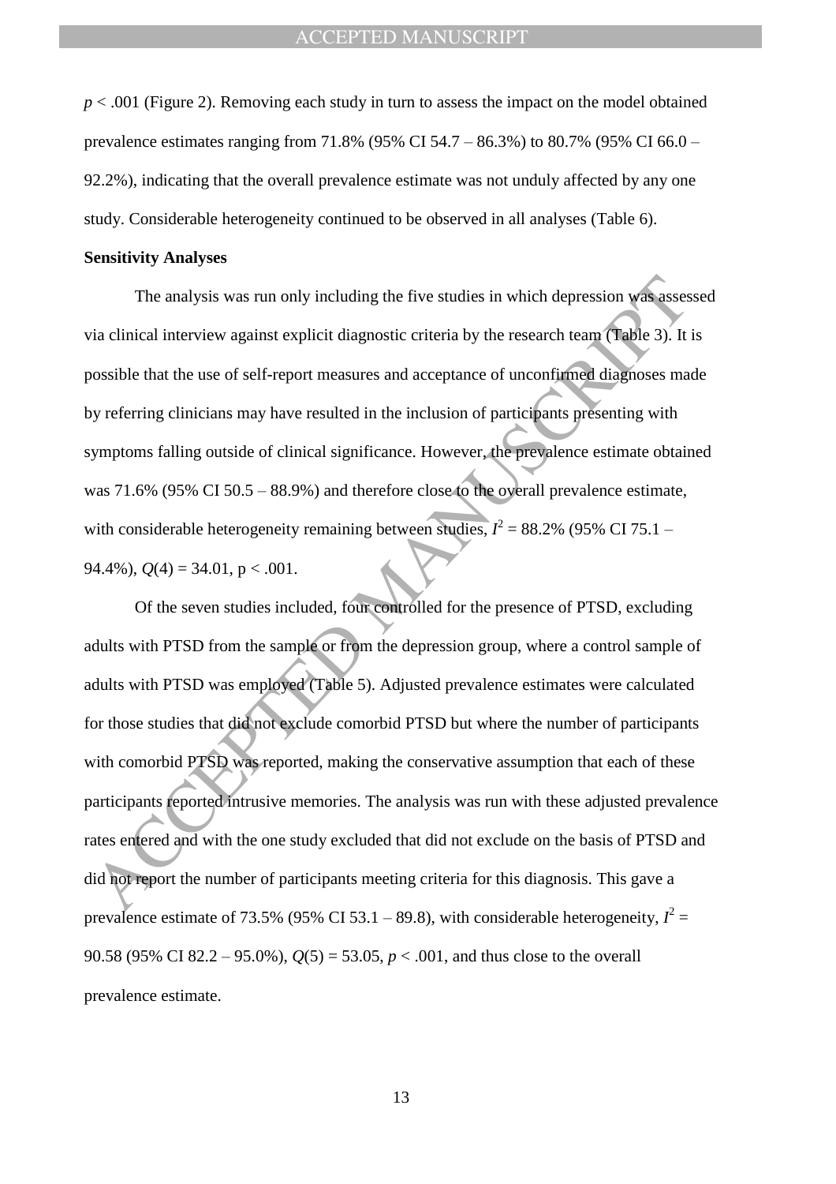$p < .001$ (Figure 2). Removing each study in turn to assess the impact on the model obtained prevalence estimates ranging from 71.8% (95% CI 54.7 – 86.3%) to 80.7% (95% CI 66.0 – 92.2%), indicating that the overall prevalence estimate was not unduly affected by any one study. Considerable heterogeneity continued to be observed in all analyses (Table 6).

**Sensitivity Analyses**

The analysis was run only including the five studies in which depression was assessed via clinical interview against explicit diagnostic criteria by the research team (Table 3). It is possible that the use of self-report measures and acceptance of unconfirmed diagnoses made by referring clinicians may have resulted in the inclusion of participants presenting with symptoms falling outside of clinical significance. However, the prevalence estimate obtained was 71.6% (95% CI 50.5 – 88.9%) and therefore close to the overall prevalence estimate, with considerable heterogeneity remaining between studies, $I^2$ = 88.2% (95% CI 75.1 – 94.4%), $Q(4) = 34.01$, $p < .001$.

Of the seven studies included, four controlled for the presence of PTSD, excluding adults with PTSD from the sample or from the depression group, where a control sample of adults with PTSD was employed (Table 5). Adjusted prevalence estimates were calculated for those studies that did not exclude comorbid PTSD but where the number of participants with comorbid PTSD was reported, making the conservative assumption that each of these participants reported intrusive memories. The analysis was run with these adjusted prevalence rates entered and with the one study excluded that did not exclude on the basis of PTSD and did not report the number of participants meeting criteria for this diagnosis. This gave a prevalence estimate of 73.5% (95% CI 53.1 – 89.8), with considerable heterogeneity, $I^2$ = 90.58 (95% CI 82.2 – 95.0%), $Q(5) = 53.05$, $p < .001$, and thus close to the overall prevalence estimate.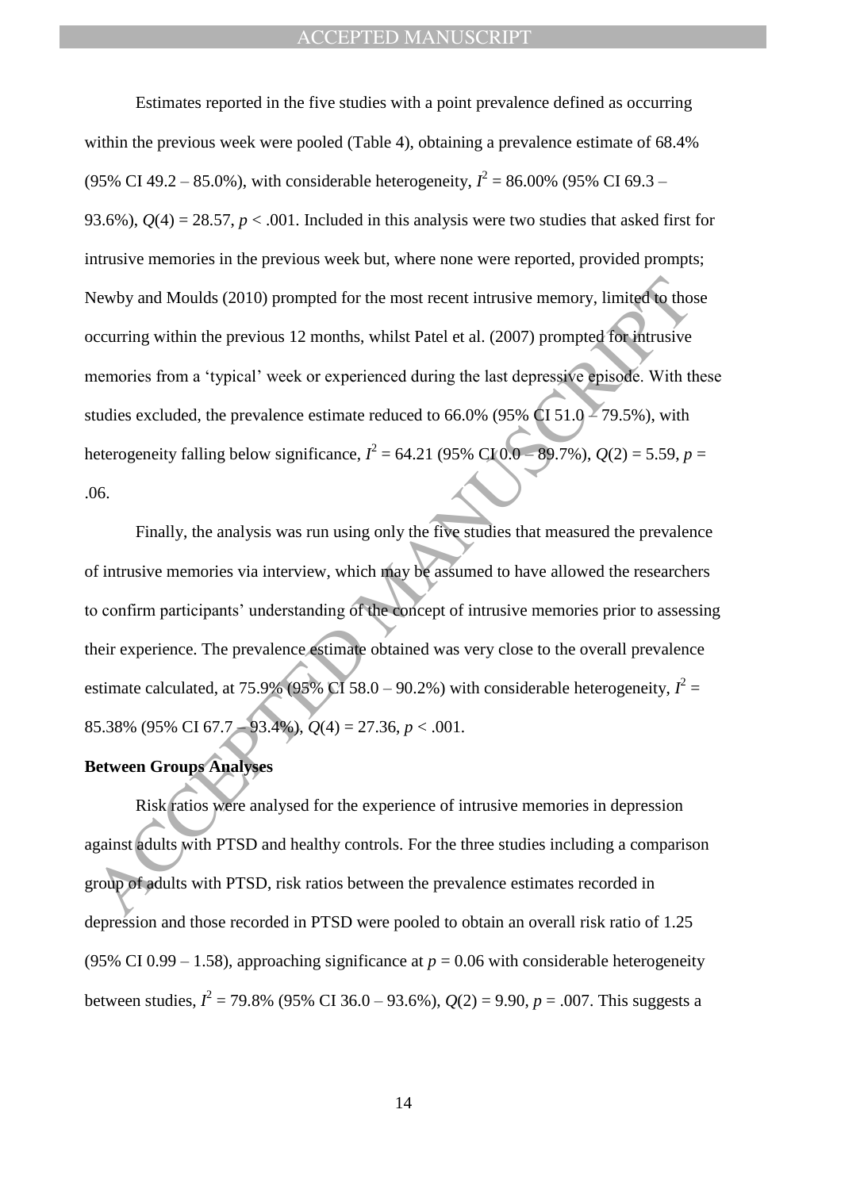Estimates reported in the five studies with a point prevalence defined as occurring within the previous week were pooled (Table 4), obtaining a prevalence estimate of 68.4% (95% CI 49.2 – 85.0%), with considerable heterogeneity, $I^2$ = 86.00% (95% CI 69.3 – 93.6%), $Q(4)$ = 28.57, $p$ < .001. Included in this analysis were two studies that asked first for intrusive memories in the previous week but, where none were reported, provided prompts; Newby and Moulds (2010) prompted for the most recent intrusive memory, limited to those occurring within the previous 12 months, whilst Patel et al. (2007) prompted for intrusive memories from a 'typical' week or experienced during the last depressive episode. With these studies excluded, the prevalence estimate reduced to 66.0% (95% CI 51.0 – 79.5%), with heterogeneity falling below significance, $I^2$ = 64.21 (95% CI 0.0 – 89.7%), $Q(2)$ = 5.59, $p$ = .06.

Finally, the analysis was run using only the five studies that measured the prevalence of intrusive memories via interview, which may be assumed to have allowed the researchers to confirm participants' understanding of the concept of intrusive memories prior to assessing their experience. The prevalence estimate obtained was very close to the overall prevalence estimate calculated, at 75.9% (95% CI 58.0 – 90.2%) with considerable heterogeneity, $I^2$ = 85.38% (95% CI 67.7 – 93.4%), $Q(4)$ = 27.36, $p$ < .001.

**Between Groups Analyses**

Risk ratios were analysed for the experience of intrusive memories in depression against adults with PTSD and healthy controls. For the three studies including a comparison group of adults with PTSD, risk ratios between the prevalence estimates recorded in depression and those recorded in PTSD were pooled to obtain an overall risk ratio of 1.25 (95% CI 0.99 – 1.58), approaching significance at $p$ = 0.06 with considerable heterogeneity between studies, $I^2$ = 79.8% (95% CI 36.0 – 93.6%), $Q(2)$ = 9.90, $p$ = .007. This suggests a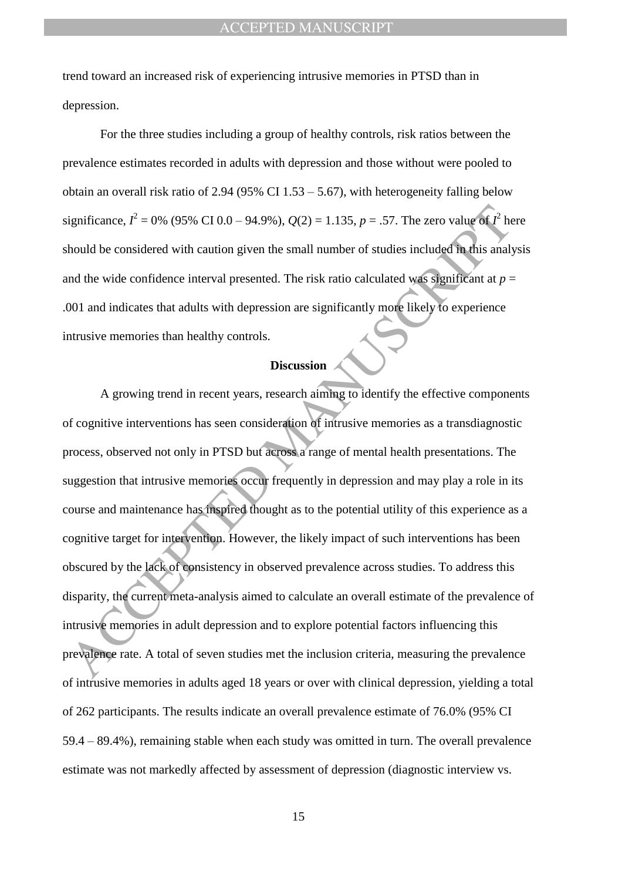trend toward an increased risk of experiencing intrusive memories in PTSD than in depression.

For the three studies including a group of healthy controls, risk ratios between the prevalence estimates recorded in adults with depression and those without were pooled to obtain an overall risk ratio of 2.94 (95% CI 1.53 – 5.67), with heterogeneity falling below significance, $I^2 = 0\%$ (95% CI 0.0 – 94.9%), $Q(2) = 1.135$, $p = .57$. The zero value of $I^2$ here should be considered with caution given the small number of studies included in this analysis and the wide confidence interval presented. The risk ratio calculated was significant at $p = .001$ and indicates that adults with depression are significantly more likely to experience intrusive memories than healthy controls.

## Discussion

A growing trend in recent years, research aiming to identify the effective components of cognitive interventions has seen consideration of intrusive memories as a transdiagnostic process, observed not only in PTSD but across a range of mental health presentations. The suggestion that intrusive memories occur frequently in depression and may play a role in its course and maintenance has inspired thought as to the potential utility of this experience as a cognitive target for intervention. However, the likely impact of such interventions has been obscured by the lack of consistency in observed prevalence across studies. To address this disparity, the current meta-analysis aimed to calculate an overall estimate of the prevalence of intrusive memories in adult depression and to explore potential factors influencing this prevalence rate. A total of seven studies met the inclusion criteria, measuring the prevalence of intrusive memories in adults aged 18 years or over with clinical depression, yielding a total of 262 participants. The results indicate an overall prevalence estimate of 76.0% (95% CI 59.4 – 89.4%), remaining stable when each study was omitted in turn. The overall prevalence estimate was not markedly affected by assessment of depression (diagnostic interview vs.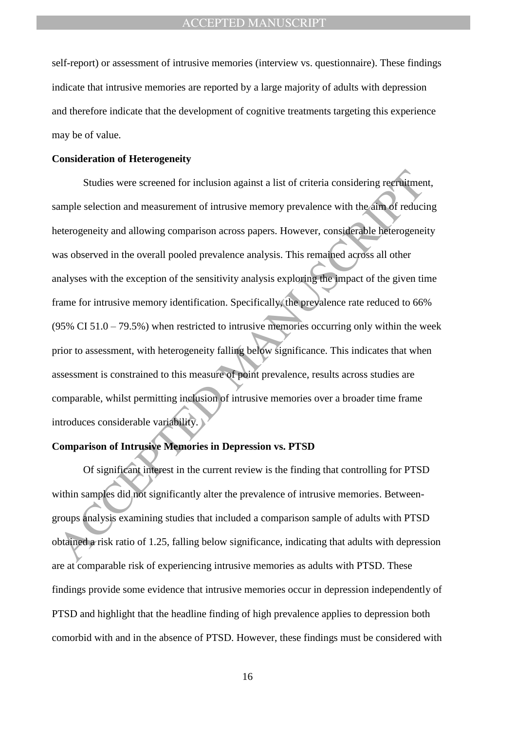self-report) or assessment of intrusive memories (interview vs. questionnaire). These findings indicate that intrusive memories are reported by a large majority of adults with depression and therefore indicate that the development of cognitive treatments targeting this experience may be of value.

**Consideration of Heterogeneity**

Studies were screened for inclusion against a list of criteria considering recruitment, sample selection and measurement of intrusive memory prevalence with the aim of reducing heterogeneity and allowing comparison across papers. However, considerable heterogeneity was observed in the overall pooled prevalence analysis. This remained across all other analyses with the exception of the sensitivity analysis exploring the impact of the given time frame for intrusive memory identification. Specifically, the prevalence rate reduced to 66% (95% CI 51.0 – 79.5%) when restricted to intrusive memories occurring only within the week prior to assessment, with heterogeneity falling below significance. This indicates that when assessment is constrained to this measure of point prevalence, results across studies are comparable, whilst permitting inclusion of intrusive memories over a broader time frame introduces considerable variability.

**Comparison of Intrusive Memories in Depression vs. PTSD**

Of significant interest in the current review is the finding that controlling for PTSD within samples did not significantly alter the prevalence of intrusive memories. Between-groups analysis examining studies that included a comparison sample of adults with PTSD obtained a risk ratio of 1.25, falling below significance, indicating that adults with depression are at comparable risk of experiencing intrusive memories as adults with PTSD. These findings provide some evidence that intrusive memories occur in depression independently of PTSD and highlight that the headline finding of high prevalence applies to depression both comorbid with and in the absence of PTSD. However, these findings must be considered with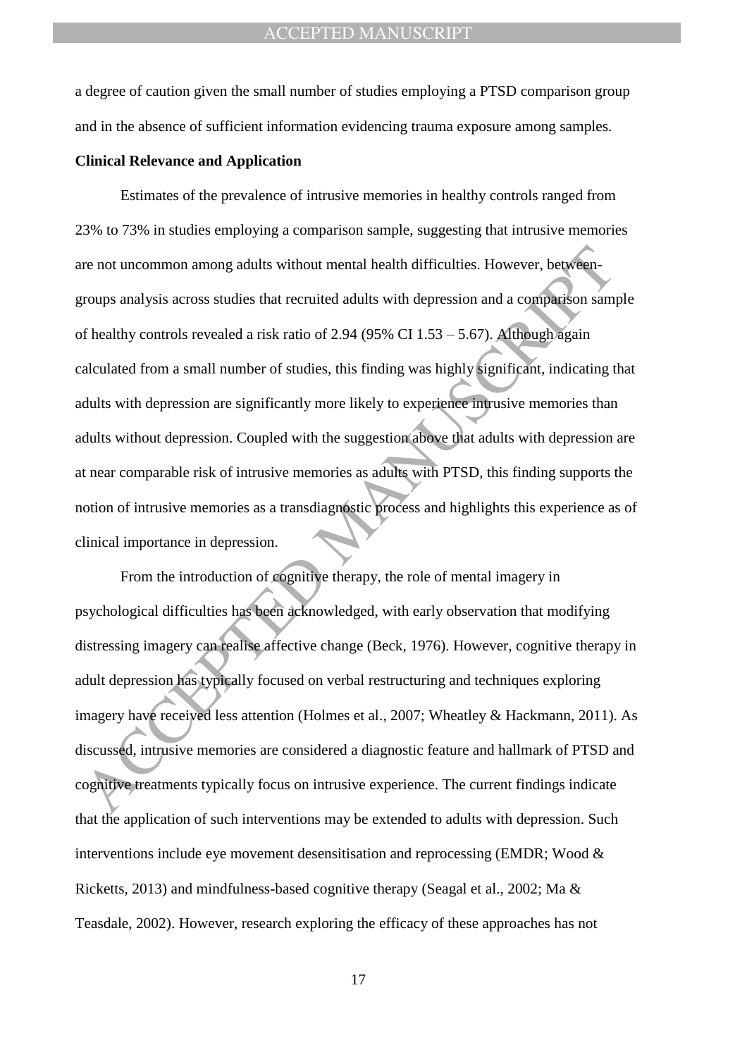a degree of caution given the small number of studies employing a PTSD comparison group and in the absence of sufficient information evidencing trauma exposure among samples.

**Clinical Relevance and Application**

Estimates of the prevalence of intrusive memories in healthy controls ranged from 23% to 73% in studies employing a comparison sample, suggesting that intrusive memories are not uncommon among adults without mental health difficulties. However, between-groups analysis across studies that recruited adults with depression and a comparison sample of healthy controls revealed a risk ratio of 2.94 (95% CI 1.53 – 5.67). Although again calculated from a small number of studies, this finding was highly significant, indicating that adults with depression are significantly more likely to experience intrusive memories than adults without depression. Coupled with the suggestion above that adults with depression are at near comparable risk of intrusive memories as adults with PTSD, this finding supports the notion of intrusive memories as a transdiagnostic process and highlights this experience as of clinical importance in depression.

From the introduction of cognitive therapy, the role of mental imagery in psychological difficulties has been acknowledged, with early observation that modifying distressing imagery can realise affective change (Beck, 1976). However, cognitive therapy in adult depression has typically focused on verbal restructuring and techniques exploring imagery have received less attention (Holmes et al., 2007; Wheatley & Hackmann, 2011). As discussed, intrusive memories are considered a diagnostic feature and hallmark of PTSD and cognitive treatments typically focus on intrusive experience. The current findings indicate that the application of such interventions may be extended to adults with depression. Such interventions include eye movement desensitisation and reprocessing (EMDR; Wood & Ricketts, 2013) and mindfulness-based cognitive therapy (Seagal et al., 2002; Ma & Teasdale, 2002). However, research exploring the efficacy of these approaches has not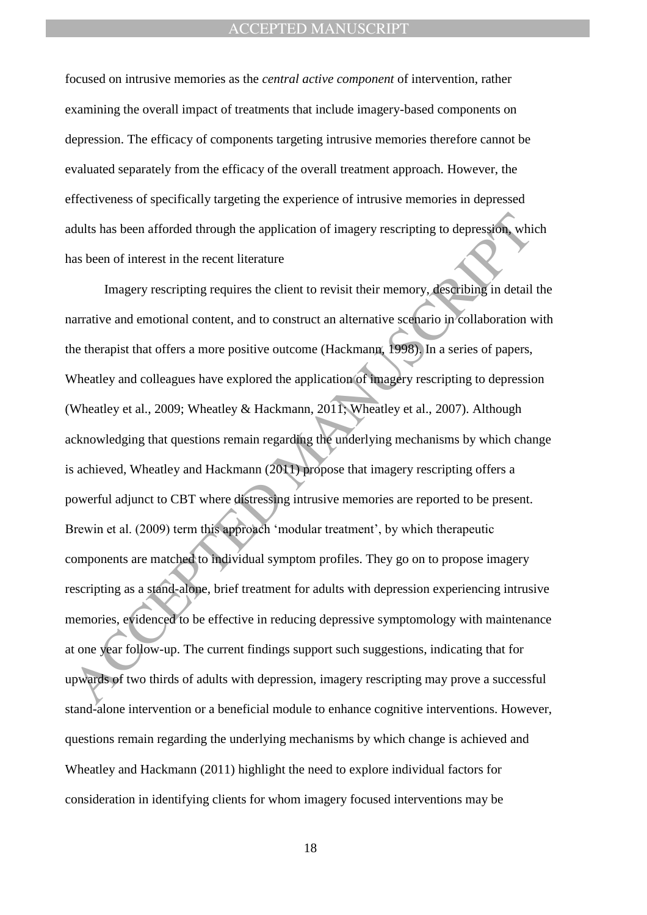focused on intrusive memories as the *central active component* of intervention, rather examining the overall impact of treatments that include imagery-based components on depression. The efficacy of components targeting intrusive memories therefore cannot be evaluated separately from the efficacy of the overall treatment approach. However, the effectiveness of specifically targeting the experience of intrusive memories in depressed adults has been afforded through the application of imagery rescripting to depression, which has been of interest in the recent literature

Imagery rescripting requires the client to revisit their memory, describing in detail the narrative and emotional content, and to construct an alternative scenario in collaboration with the therapist that offers a more positive outcome (Hackmann, 1998). In a series of papers, Wheatley and colleagues have explored the application of imagery rescripting to depression (Wheatley et al., 2009; Wheatley & Hackmann, 2011; Wheatley et al., 2007). Although acknowledging that questions remain regarding the underlying mechanisms by which change is achieved, Wheatley and Hackmann (2011) propose that imagery rescripting offers a powerful adjunct to CBT where distressing intrusive memories are reported to be present. Brewin et al. (2009) term this approach 'modular treatment', by which therapeutic components are matched to individual symptom profiles. They go on to propose imagery rescripting as a stand-alone, brief treatment for adults with depression experiencing intrusive memories, evidenced to be effective in reducing depressive symptomology with maintenance at one year follow-up. The current findings support such suggestions, indicating that for upwards of two thirds of adults with depression, imagery rescripting may prove a successful stand-alone intervention or a beneficial module to enhance cognitive interventions. However, questions remain regarding the underlying mechanisms by which change is achieved and Wheatley and Hackmann (2011) highlight the need to explore individual factors for consideration in identifying clients for whom imagery focused interventions may be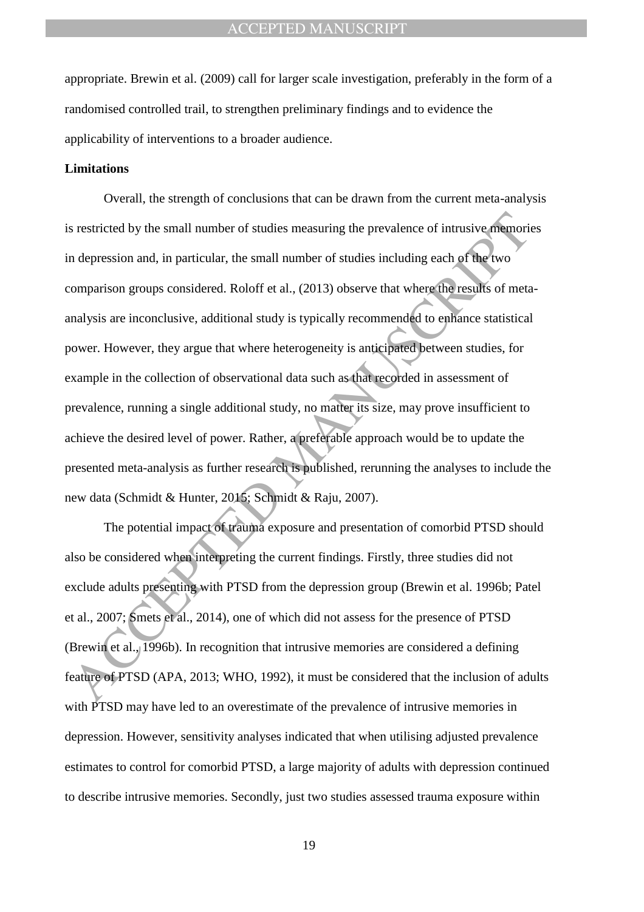appropriate. Brewin et al. (2009) call for larger scale investigation, preferably in the form of a randomised controlled trail, to strengthen preliminary findings and to evidence the applicability of interventions to a broader audience.

**Limitations**

Overall, the strength of conclusions that can be drawn from the current meta-analysis is restricted by the small number of studies measuring the prevalence of intrusive memories in depression and, in particular, the small number of studies including each of the two comparison groups considered. Roloff et al., (2013) observe that where the results of meta-analysis are inconclusive, additional study is typically recommended to enhance statistical power. However, they argue that where heterogeneity is anticipated between studies, for example in the collection of observational data such as that recorded in assessment of prevalence, running a single additional study, no matter its size, may prove insufficient to achieve the desired level of power. Rather, a preferable approach would be to update the presented meta-analysis as further research is published, rerunning the analyses to include the new data (Schmidt & Hunter, 2015; Schmidt & Raju, 2007).

The potential impact of trauma exposure and presentation of comorbid PTSD should also be considered when interpreting the current findings. Firstly, three studies did not exclude adults presenting with PTSD from the depression group (Brewin et al. 1996b; Patel et al., 2007; Smets et al., 2014), one of which did not assess for the presence of PTSD (Brewin et al., 1996b). In recognition that intrusive memories are considered a defining feature of PTSD (APA, 2013; WHO, 1992), it must be considered that the inclusion of adults with PTSD may have led to an overestimate of the prevalence of intrusive memories in depression. However, sensitivity analyses indicated that when utilising adjusted prevalence estimates to control for comorbid PTSD, a large majority of adults with depression continued to describe intrusive memories. Secondly, just two studies assessed trauma exposure within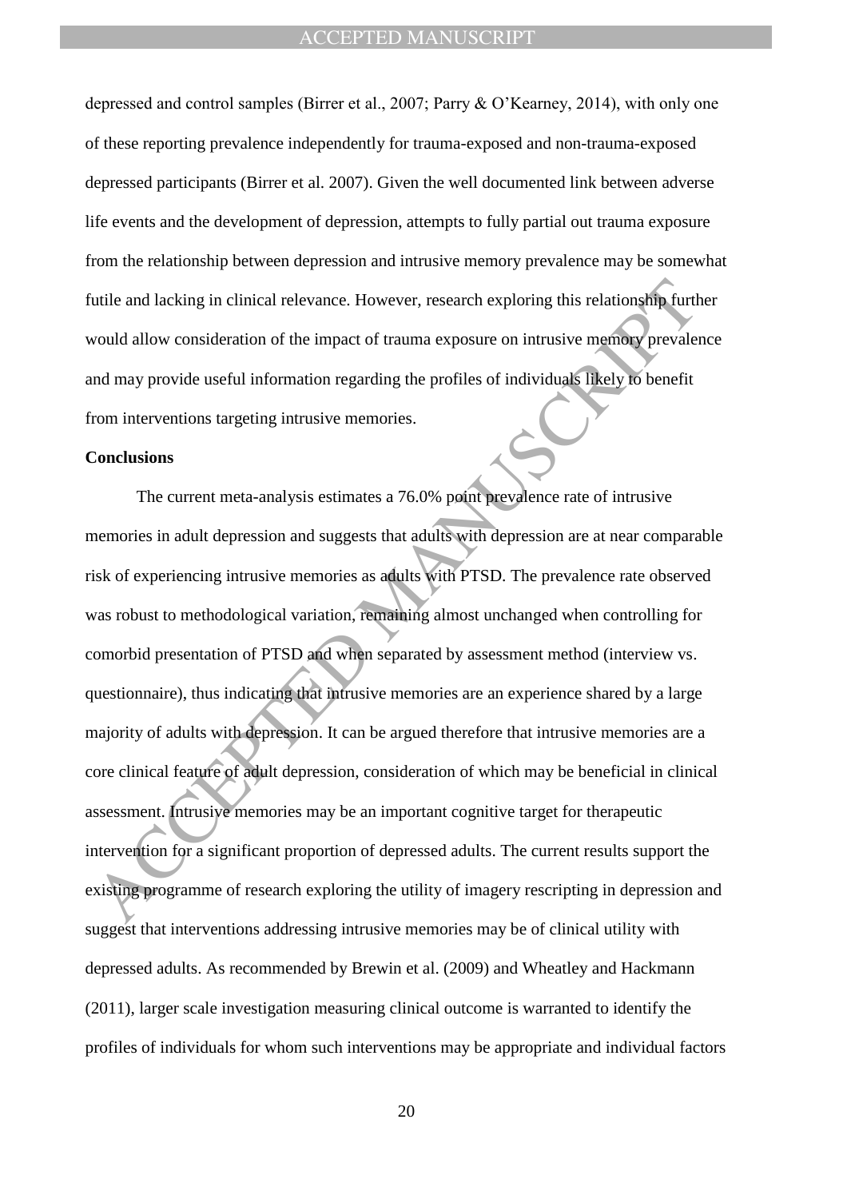depressed and control samples (Birrer et al., 2007; Parry & O'Kearney, 2014), with only one of these reporting prevalence independently for trauma-exposed and non-trauma-exposed depressed participants (Birrer et al. 2007). Given the well documented link between adverse life events and the development of depression, attempts to fully partial out trauma exposure from the relationship between depression and intrusive memory prevalence may be somewhat futile and lacking in clinical relevance. However, research exploring this relationship further would allow consideration of the impact of trauma exposure on intrusive memory prevalence and may provide useful information regarding the profiles of individuals likely to benefit from interventions targeting intrusive memories.

**Conclusions**

The current meta-analysis estimates a 76.0% point prevalence rate of intrusive memories in adult depression and suggests that adults with depression are at near comparable risk of experiencing intrusive memories as adults with PTSD. The prevalence rate observed was robust to methodological variation, remaining almost unchanged when controlling for comorbid presentation of PTSD and when separated by assessment method (interview vs. questionnaire), thus indicating that intrusive memories are an experience shared by a large majority of adults with depression. It can be argued therefore that intrusive memories are a core clinical feature of adult depression, consideration of which may be beneficial in clinical assessment. Intrusive memories may be an important cognitive target for therapeutic intervention for a significant proportion of depressed adults. The current results support the existing programme of research exploring the utility of imagery rescripting in depression and suggest that interventions addressing intrusive memories may be of clinical utility with depressed adults. As recommended by Brewin et al. (2009) and Wheatley and Hackmann (2011), larger scale investigation measuring clinical outcome is warranted to identify the profiles of individuals for whom such interventions may be appropriate and individual factors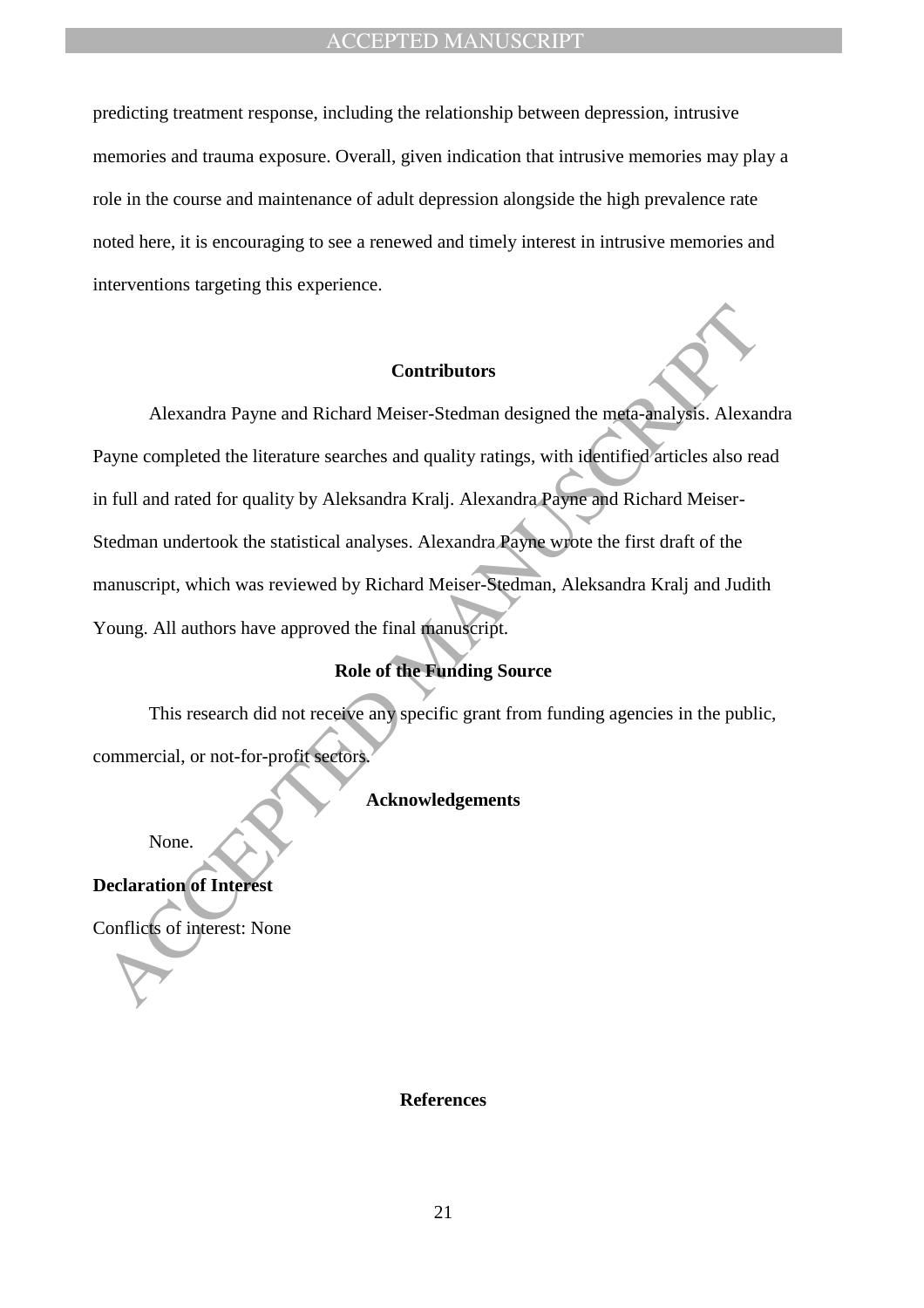predicting treatment response, including the relationship between depression, intrusive memories and trauma exposure. Overall, given indication that intrusive memories may play a role in the course and maintenance of adult depression alongside the high prevalence rate noted here, it is encouraging to see a renewed and timely interest in intrusive memories and interventions targeting this experience.

## Contributors

Alexandra Payne and Richard Meiser-Stedman designed the meta-analysis. Alexandra Payne completed the literature searches and quality ratings, with identified articles also read in full and rated for quality by Aleksandra Kralj. Alexandra Payne and Richard Meiser-Stedman undertook the statistical analyses. Alexandra Payne wrote the first draft of the manuscript, which was reviewed by Richard Meiser-Stedman, Aleksandra Kralj and Judith Young. All authors have approved the final manuscript.

## Role of the Funding Source

This research did not receive any specific grant from funding agencies in the public, commercial, or not-for-profit sectors.

## Acknowledgements

None.

## Declaration of Interest

Conflicts of interest: None

## References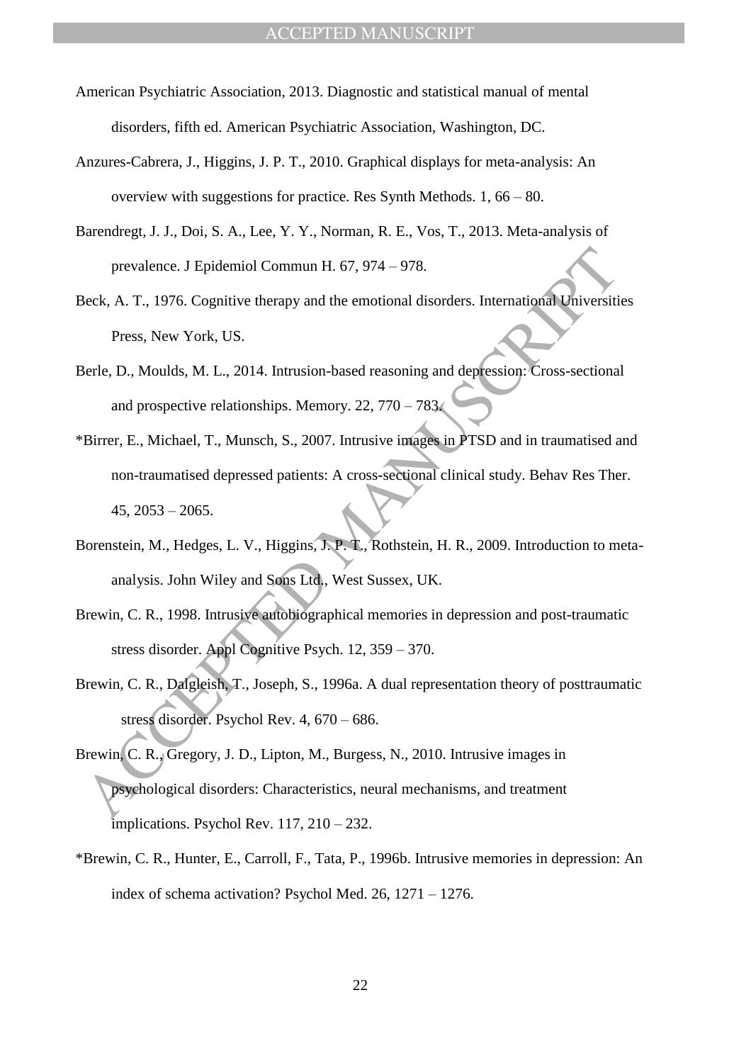American Psychiatric Association, 2013. Diagnostic and statistical manual of mental disorders, fifth ed. American Psychiatric Association, Washington, DC.

Anzures-Cabrera, J., Higgins, J. P. T., 2010. Graphical displays for meta-analysis: An overview with suggestions for practice. Res Synth Methods. 1, 66 – 80.

Barendregt, J. J., Doi, S. A., Lee, Y. Y., Norman, R. E., Vos, T., 2013. Meta-analysis of prevalence. J Epidemiol Commun H. 67, 974 – 978.

Beck, A. T., 1976. Cognitive therapy and the emotional disorders. International Universities Press, New York, US.

Berle, D., Moulds, M. L., 2014. Intrusion-based reasoning and depression: Cross-sectional and prospective relationships. Memory. 22, 770 – 783.

*Birrer, E., Michael, T., Munsch, S., 2007. Intrusive images in PTSD and in traumatised and non-traumatised depressed patients: A cross-sectional clinical study. Behav Res Ther. 45, 2053 – 2065.

Borenstein, M., Hedges, L. V., Higgins, J. P. T., Rothstein, H. R., 2009. Introduction to meta-analysis. John Wiley and Sons Ltd., West Sussex, UK.

Brewin, C. R., 1998. Intrusive autobiographical memories in depression and post-traumatic stress disorder. Appl Cognitive Psych. 12, 359 – 370.

Brewin, C. R., Dalgleish, T., Joseph, S., 1996a. A dual representation theory of posttraumatic stress disorder. Psychol Rev. 4, 670 – 686.

Brewin, C. R., Gregory, J. D., Lipton, M., Burgess, N., 2010. Intrusive images in psychological disorders: Characteristics, neural mechanisms, and treatment implications. Psychol Rev. 117, 210 – 232.

*Brewin, C. R., Hunter, E., Carroll, F., Tata, P., 1996b. Intrusive memories in depression: An index of schema activation? Psychol Med. 26, 1271 – 1276.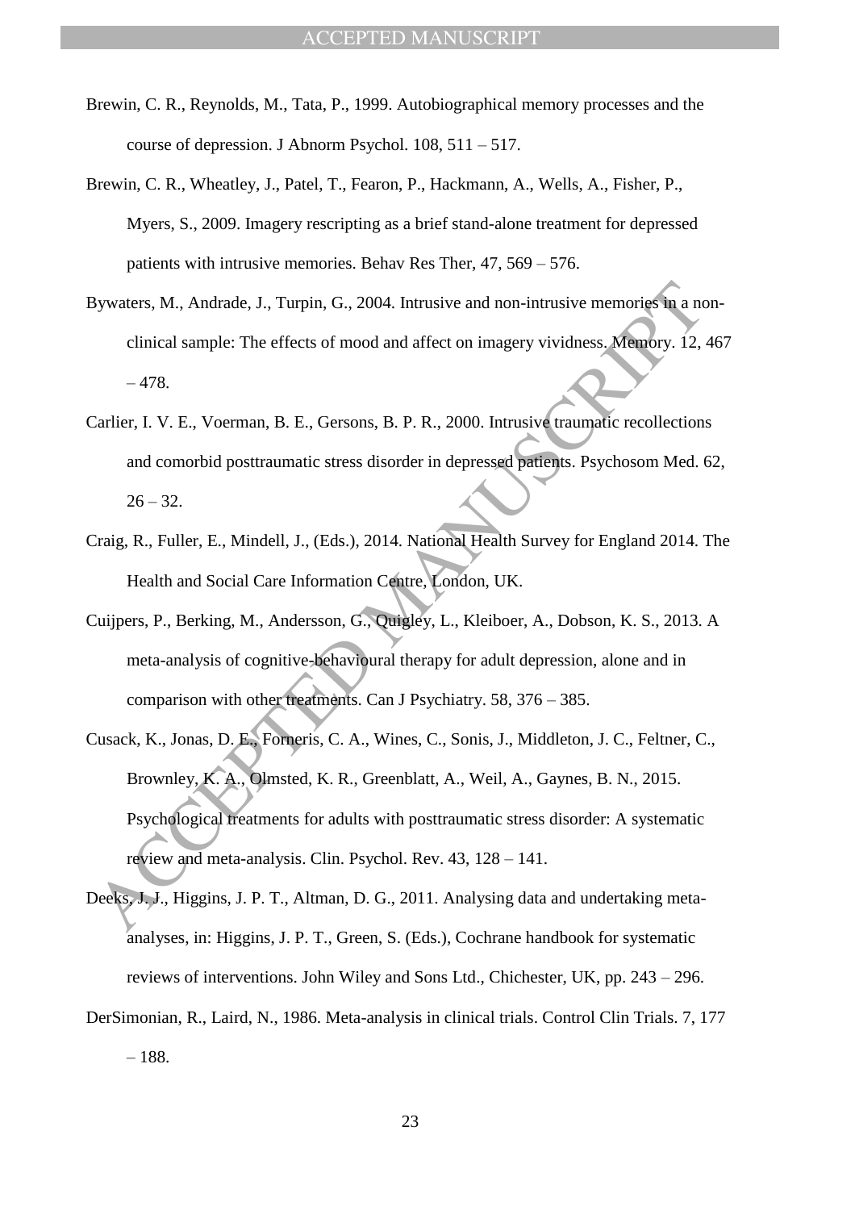Brewin, C. R., Reynolds, M., Tata, P., 1999. Autobiographical memory processes and the course of depression. J Abnorm Psychol. 108, 511 – 517.

Brewin, C. R., Wheatley, J., Patel, T., Fearon, P., Hackmann, A., Wells, A., Fisher, P., Myers, S., 2009. Imagery rescripting as a brief stand-alone treatment for depressed patients with intrusive memories. Behav Res Ther, 47, 569 – 576.

Bywaters, M., Andrade, J., Turpin, G., 2004. Intrusive and non-intrusive memories in a non-clinical sample: The effects of mood and affect on imagery vividness. Memory. 12, 467 – 478.

Carlier, I. V. E., Voerman, B. E., Gersons, B. P. R., 2000. Intrusive traumatic recollections and comorbid posttraumatic stress disorder in depressed patients. Psychosom Med. 62, 26 – 32.

Craig, R., Fuller, E., Mindell, J., (Eds.), 2014. National Health Survey for England 2014. The Health and Social Care Information Centre, London, UK.

Cuijpers, P., Berking, M., Andersson, G., Quigley, L., Kleiboer, A., Dobson, K. S., 2013. A meta-analysis of cognitive-behavioural therapy for adult depression, alone and in comparison with other treatments. Can J Psychiatry. 58, 376 – 385.

Cusack, K., Jonas, D. E., Forneris, C. A., Wines, C., Sonis, J., Middleton, J. C., Feltner, C., Brownley, K. A., Olmsted, K. R., Greenblatt, A., Weil, A., Gaynes, B. N., 2015. Psychological treatments for adults with posttraumatic stress disorder: A systematic review and meta-analysis. Clin. Psychol. Rev. 43, 128 – 141.

Deeks, J. J., Higgins, J. P. T., Altman, D. G., 2011. Analysing data and undertaking meta-analyses, in: Higgins, J. P. T., Green, S. (Eds.), Cochrane handbook for systematic reviews of interventions. John Wiley and Sons Ltd., Chichester, UK, pp. 243 – 296.

DerSimonian, R., Laird, N., 1986. Meta-analysis in clinical trials. Control Clin Trials. 7, 177 – 188.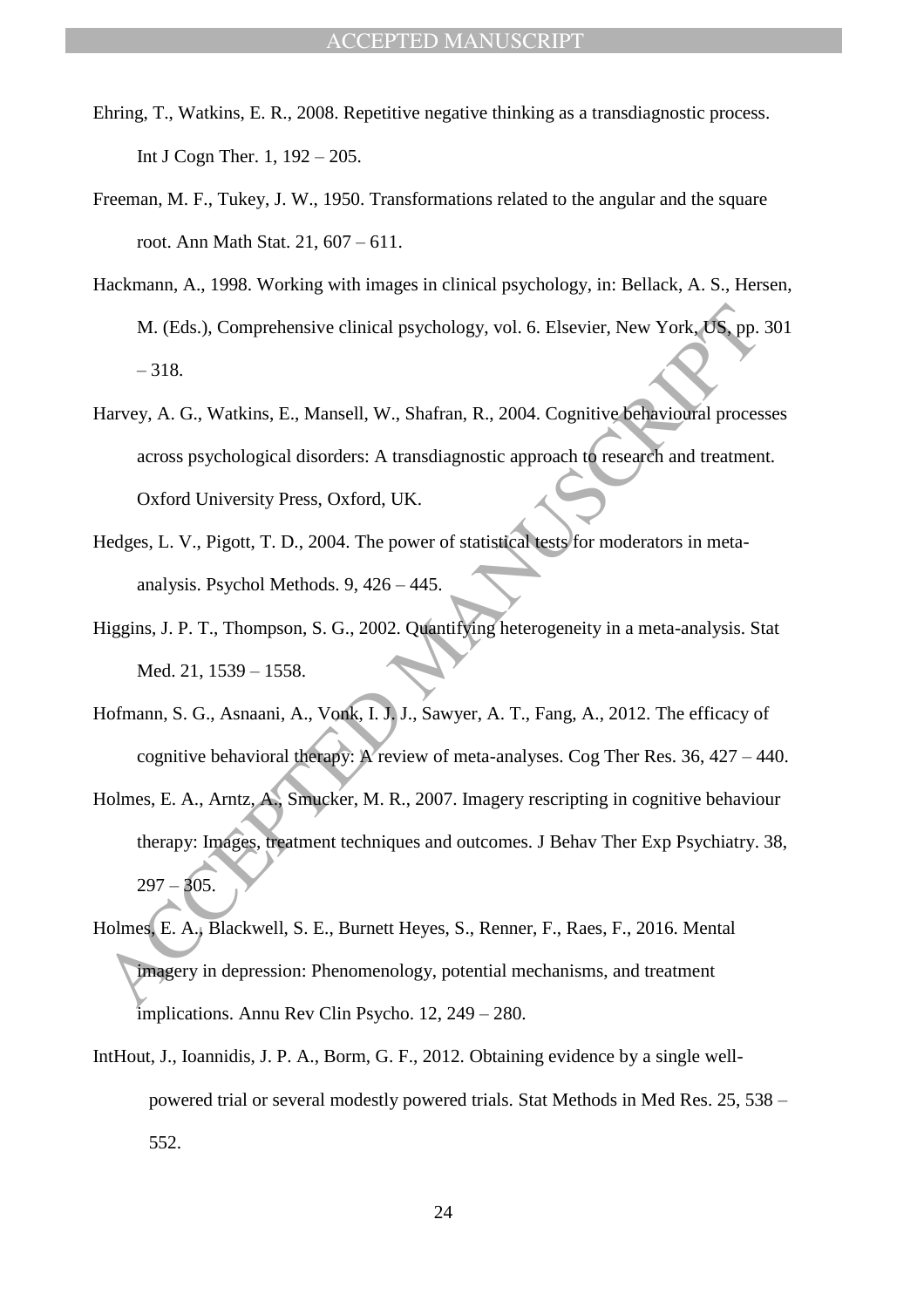Ehring, T., Watkins, E. R., 2008. Repetitive negative thinking as a transdiagnostic process. Int J Cogn Ther. 1, 192 – 205.

Freeman, M. F., Tukey, J. W., 1950. Transformations related to the angular and the square root. Ann Math Stat. 21, 607 – 611.

Hackmann, A., 1998. Working with images in clinical psychology, in: Bellack, A. S., Hersen, M. (Eds.), Comprehensive clinical psychology, vol. 6. Elsevier, New York, US, pp. 301 – 318.

Harvey, A. G., Watkins, E., Mansell, W., Shafran, R., 2004. Cognitive behavioural processes across psychological disorders: A transdiagnostic approach to research and treatment. Oxford University Press, Oxford, UK.

Hedges, L. V., Pigott, T. D., 2004. The power of statistical tests for moderators in meta-analysis. Psychol Methods. 9, 426 – 445.

Higgins, J. P. T., Thompson, S. G., 2002. Quantifying heterogeneity in a meta-analysis. Stat Med. 21, 1539 – 1558.

Hofmann, S. G., Asnaani, A., Vonk, I. J. J., Sawyer, A. T., Fang, A., 2012. The efficacy of cognitive behavioral therapy: A review of meta-analyses. Cog Ther Res. 36, 427 – 440.

Holmes, E. A., Arntz, A., Smucker, M. R., 2007. Imagery rescripting in cognitive behaviour therapy: Images, treatment techniques and outcomes. J Behav Ther Exp Psychiatry. 38, 297 – 305.

Holmes, E. A., Blackwell, S. E., Burnett Heyes, S., Renner, F., Raes, F., 2016. Mental imagery in depression: Phenomenology, potential mechanisms, and treatment implications. Annu Rev Clin Psycho. 12, 249 – 280.

IntHout, J., Ioannidis, J. P. A., Borm, G. F., 2012. Obtaining evidence by a single well-powered trial or several modestly powered trials. Stat Methods in Med Res. 25, 538 – 552.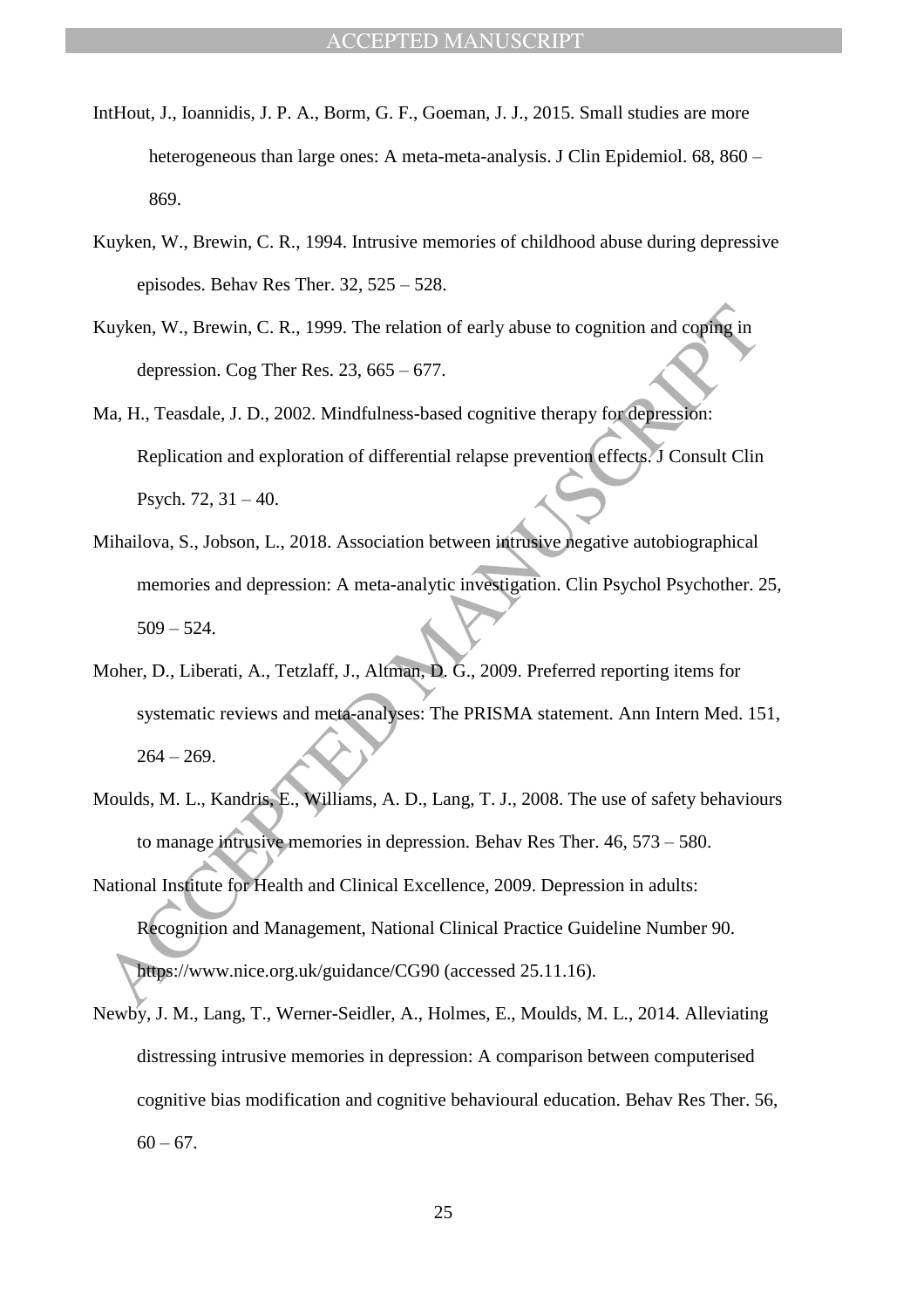IntHout, J., Ioannidis, J. P. A., Borm, G. F., Goeman, J. J., 2015. Small studies are more heterogeneous than large ones: A meta-meta-analysis. J Clin Epidemiol. 68, 860 – 869.

Kuyken, W., Brewin, C. R., 1994. Intrusive memories of childhood abuse during depressive episodes. Behav Res Ther. 32, 525 – 528.

Kuyken, W., Brewin, C. R., 1999. The relation of early abuse to cognition and coping in depression. Cog Ther Res. 23, 665 – 677.

Ma, H., Teasdale, J. D., 2002. Mindfulness-based cognitive therapy for depression: Replication and exploration of differential relapse prevention effects. J Consult Clin Psych. 72, 31 – 40.

Mihailova, S., Jobson, L., 2018. Association between intrusive negative autobiographical memories and depression: A meta-analytic investigation. Clin Psychol Psychother. 25, 509 – 524.

Moher, D., Liberati, A., Tetzlaff, J., Altman, D. G., 2009. Preferred reporting items for systematic reviews and meta-analyses: The PRISMA statement. Ann Intern Med. 151, 264 – 269.

Moulds, M. L., Kandris, E., Williams, A. D., Lang, T. J., 2008. The use of safety behaviours to manage intrusive memories in depression. Behav Res Ther. 46, 573 – 580.

National Institute for Health and Clinical Excellence, 2009. Depression in adults: Recognition and Management, National Clinical Practice Guideline Number 90. https://www.nice.org.uk/guidance/CG90 (accessed 25.11.16).

Newby, J. M., Lang, T., Werner-Seidler, A., Holmes, E., Moulds, M. L., 2014. Alleviating distressing intrusive memories in depression: A comparison between computerised cognitive bias modification and cognitive behavioural education. Behav Res Ther. 56, 60 – 67.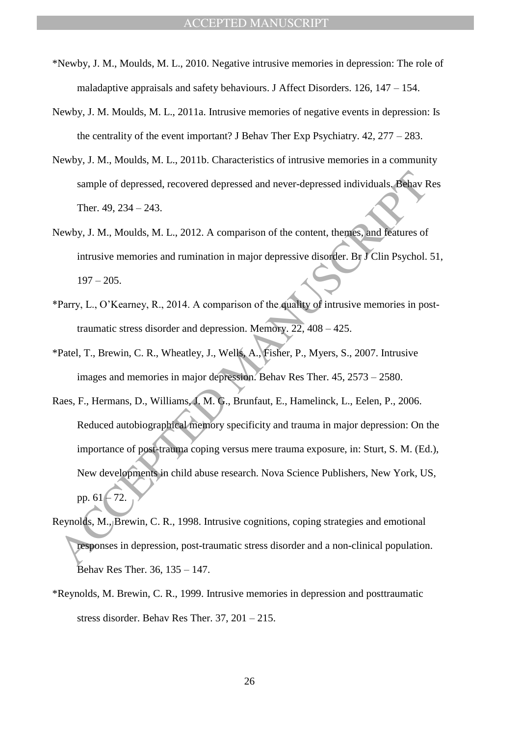*Newby, J. M., Moulds, M. L., 2010. Negative intrusive memories in depression: The role of maladaptive appraisals and safety behaviours. J Affect Disorders. 126, 147 – 154.

Newby, J. M. Moulds, M. L., 2011a. Intrusive memories of negative events in depression: Is the centrality of the event important? J Behav Ther Exp Psychiatry. 42, 277 – 283.

Newby, J. M., Moulds, M. L., 2011b. Characteristics of intrusive memories in a community sample of depressed, recovered depressed and never-depressed individuals. Behav Res Ther. 49, 234 – 243.

Newby, J. M., Moulds, M. L., 2012. A comparison of the content, themes, and features of intrusive memories and rumination in major depressive disorder. Br J Clin Psychol. 51, 197 – 205.

*Parry, L., O'Kearney, R., 2014. A comparison of the quality of intrusive memories in post-traumatic stress disorder and depression. Memory. 22, 408 – 425.

*Patel, T., Brewin, C. R., Wheatley, J., Wells, A., Fisher, P., Myers, S., 2007. Intrusive images and memories in major depression. Behav Res Ther. 45, 2573 – 2580.

Raes, F., Hermans, D., Williams, J. M. G., Brunfaut, E., Hamelinck, L., Eelen, P., 2006. Reduced autobiographical memory specificity and trauma in major depression: On the importance of post-trauma coping versus mere trauma exposure, in: Sturt, S. M. (Ed.), New developments in child abuse research. Nova Science Publishers, New York, US, pp. 61 – 72.

Reynolds, M., Brewin, C. R., 1998. Intrusive cognitions, coping strategies and emotional responses in depression, post-traumatic stress disorder and a non-clinical population. Behav Res Ther. 36, 135 – 147.

*Reynolds, M. Brewin, C. R., 1999. Intrusive memories in depression and posttraumatic stress disorder. Behav Res Ther. 37, 201 – 215.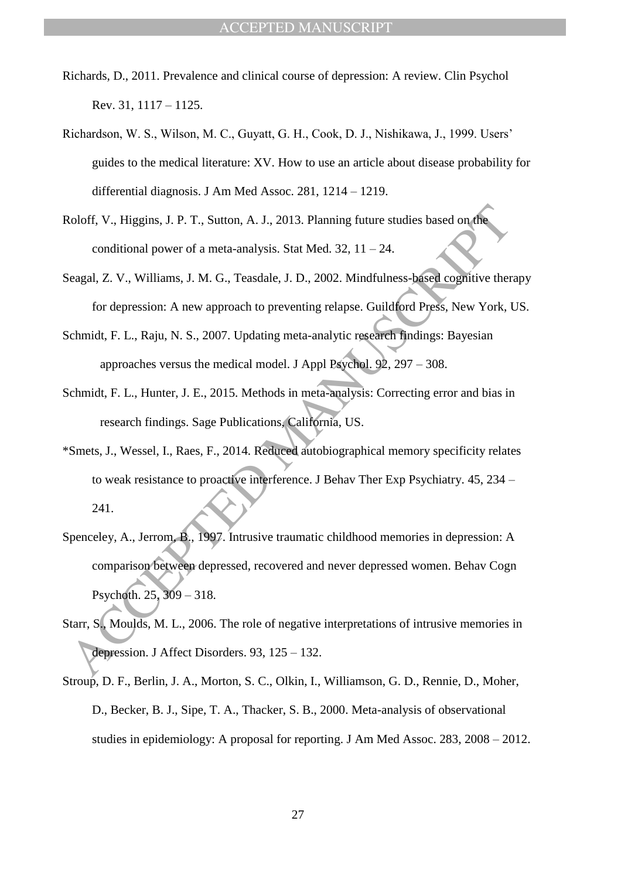Richards, D., 2011. Prevalence and clinical course of depression: A review. Clin Psychol Rev. 31, 1117 – 1125.

Richardson, W. S., Wilson, M. C., Guyatt, G. H., Cook, D. J., Nishikawa, J., 1999. Users' guides to the medical literature: XV. How to use an article about disease probability for differential diagnosis. J Am Med Assoc. 281, 1214 – 1219.

Roloff, V., Higgins, J. P. T., Sutton, A. J., 2013. Planning future studies based on the conditional power of a meta-analysis. Stat Med. 32, 11 – 24.

Seagal, Z. V., Williams, J. M. G., Teasdale, J. D., 2002. Mindfulness-based cognitive therapy for depression: A new approach to preventing relapse. Guildford Press, New York, US.

Schmidt, F. L., Raju, N. S., 2007. Updating meta-analytic research findings: Bayesian approaches versus the medical model. J Appl Psychol. 92, 297 – 308.

Schmidt, F. L., Hunter, J. E., 2015. Methods in meta-analysis: Correcting error and bias in research findings. Sage Publications, California, US.

*Smets, J., Wessel, I., Raes, F., 2014. Reduced autobiographical memory specificity relates to weak resistance to proactive interference. J Behav Ther Exp Psychiatry. 45, 234 – 241.

Spenceley, A., Jerrom, B., 1997. Intrusive traumatic childhood memories in depression: A comparison between depressed, recovered and never depressed women. Behav Cogn Psychoth. 25, 309 – 318.

Starr, S., Moulds, M. L., 2006. The role of negative interpretations of intrusive memories in depression. J Affect Disorders. 93, 125 – 132.

Stroup, D. F., Berlin, J. A., Morton, S. C., Olkin, I., Williamson, G. D., Rennie, D., Moher, D., Becker, B. J., Sipe, T. A., Thacker, S. B., 2000. Meta-analysis of observational studies in epidemiology: A proposal for reporting. J Am Med Assoc. 283, 2008 – 2012.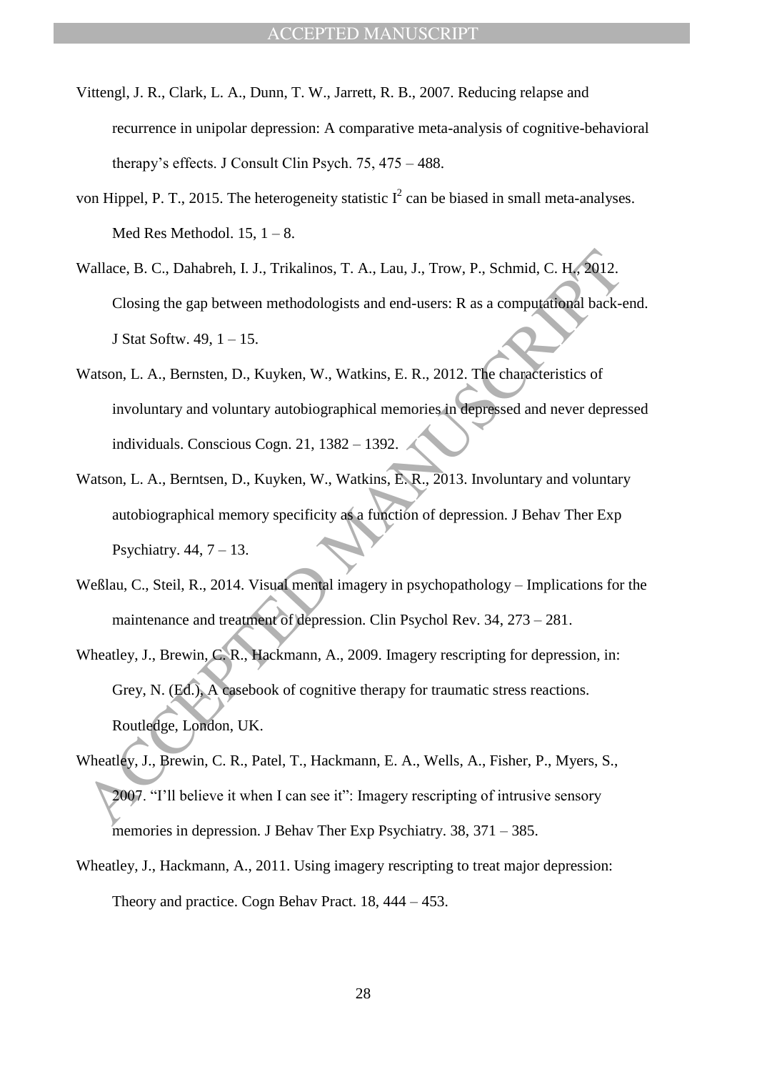Vittengl, J. R., Clark, L. A., Dunn, T. W., Jarrett, R. B., 2007. Reducing relapse and recurrence in unipolar depression: A comparative meta-analysis of cognitive-behavioral therapy's effects. J Consult Clin Psych. 75, 475 – 488.

von Hippel, P. T., 2015. The heterogeneity statistic $I^2$ can be biased in small meta-analyses. Med Res Methodol. 15, 1 – 8.

Wallace, B. C., Dahabreh, I. J., Trikalinos, T. A., Lau, J., Trow, P., Schmid, C. H., 2012. Closing the gap between methodologists and end-users: R as a computational back-end. J Stat Softw. 49, 1 – 15.

Watson, L. A., Bernsten, D., Kuyken, W., Watkins, E. R., 2012. The characteristics of involuntary and voluntary autobiographical memories in depressed and never depressed individuals. Conscious Cogn. 21, 1382 – 1392.

Watson, L. A., Berntsen, D., Kuyken, W., Watkins, E. R., 2013. Involuntary and voluntary autobiographical memory specificity as a function of depression. J Behav Ther Exp Psychiatry. 44, 7 – 13.

Weßlau, C., Steil, R., 2014. Visual mental imagery in psychopathology – Implications for the maintenance and treatment of depression. Clin Psychol Rev. 34, 273 – 281.

Wheatley, J., Brewin, C. R., Hackmann, A., 2009. Imagery rescripting for depression, in: Grey, N. (Ed.), A casebook of cognitive therapy for traumatic stress reactions. Routledge, London, UK.

Wheatley, J., Brewin, C. R., Patel, T., Hackmann, E. A., Wells, A., Fisher, P., Myers, S., 2007. "I'll believe it when I can see it": Imagery rescripting of intrusive sensory memories in depression. J Behav Ther Exp Psychiatry. 38, 371 – 385.

Wheatley, J., Hackmann, A., 2011. Using imagery rescripting to treat major depression: Theory and practice. Cogn Behav Pract. 18, 444 – 453.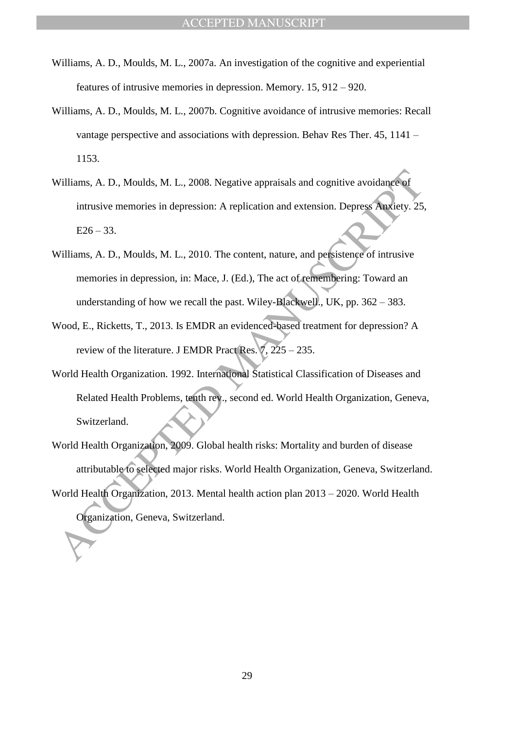Williams, A. D., Moulds, M. L., 2007a. An investigation of the cognitive and experiential features of intrusive memories in depression. Memory. 15, 912 – 920.

Williams, A. D., Moulds, M. L., 2007b. Cognitive avoidance of intrusive memories: Recall vantage perspective and associations with depression. Behav Res Ther. 45, 1141 – 1153.

Williams, A. D., Moulds, M. L., 2008. Negative appraisals and cognitive avoidance of intrusive memories in depression: A replication and extension. Depress Anxiety. 25, E26 – 33.

Williams, A. D., Moulds, M. L., 2010. The content, nature, and persistence of intrusive memories in depression, in: Mace, J. (Ed.), The act of remembering: Toward an understanding of how we recall the past. Wiley-Blackwell., UK, pp. 362 – 383.

Wood, E., Ricketts, T., 2013. Is EMDR an evidenced-based treatment for depression? A review of the literature. J EMDR Pract Res. 7, 225 – 235.

World Health Organization. 1992. International Statistical Classification of Diseases and Related Health Problems, tenth rev., second ed. World Health Organization, Geneva, Switzerland.

World Health Organization, 2009. Global health risks: Mortality and burden of disease attributable to selected major risks. World Health Organization, Geneva, Switzerland.

World Health Organization, 2013. Mental health action plan 2013 – 2020. World Health Organization, Geneva, Switzerland.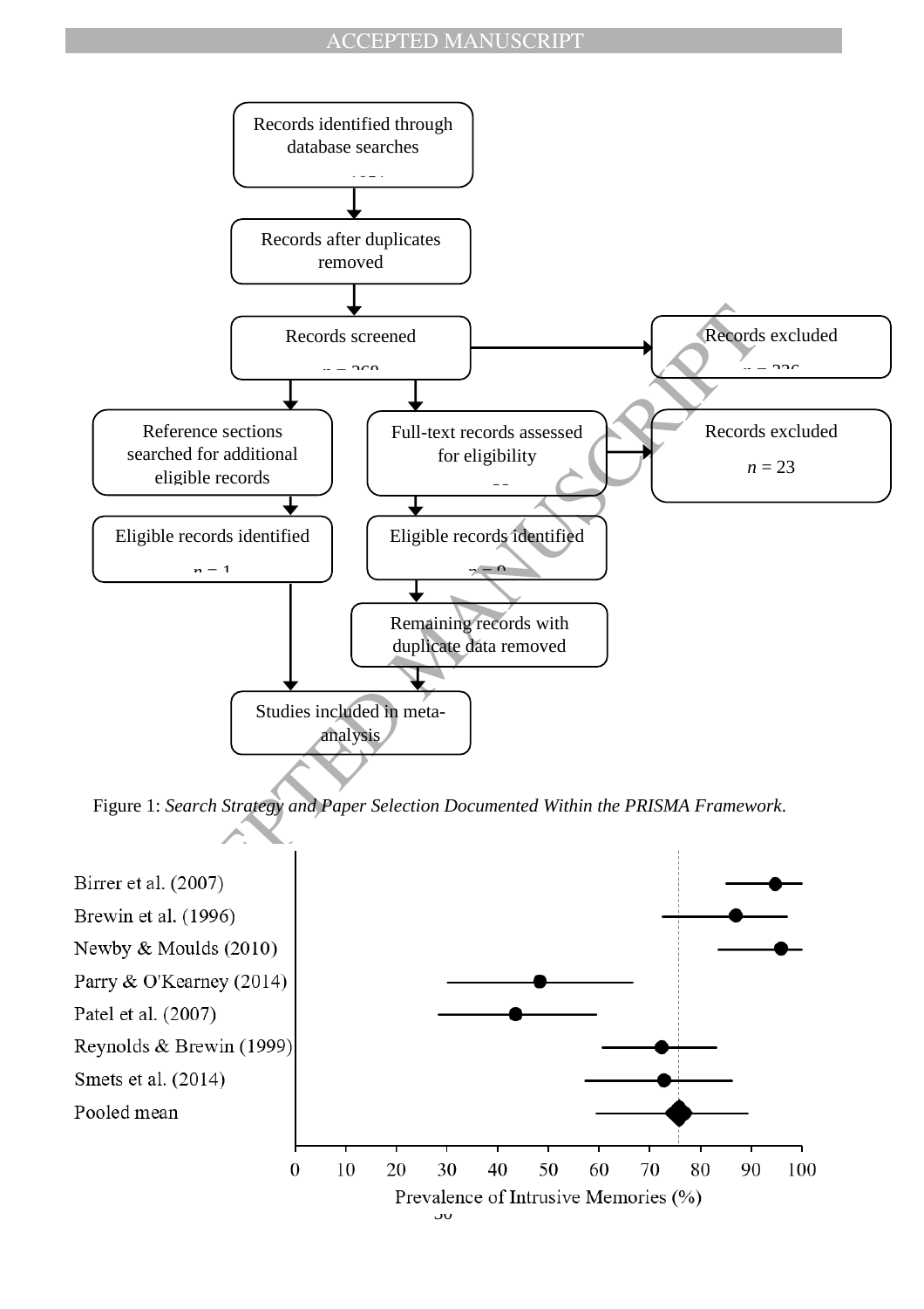Records identified through database searches

Records after duplicates removed

Records screened

Records excluded

Reference sections searched for additional eligible records

Full-text records assessed for eligibility

Records excluded

*n* = 23

Eligible records identified

Eligible records identified

Remaining records with duplicate data removed

Studies included in meta-analysis

Figure 1: *Search Strategy and Paper Selection Documented Within the PRISMA Framework.*

Birrer et al. (2007)

Brewin et al. (1996)

Newby & Moulds (2010)

Parry & O'Kearney (2014)

Patel et al. (2007)

Reynolds & Brewin (1999)

Smets et al. (2014)

Pooled mean

0 10 20 30 40 50 60 70 80 90 100

Prevalence of Intrusive Memories (%)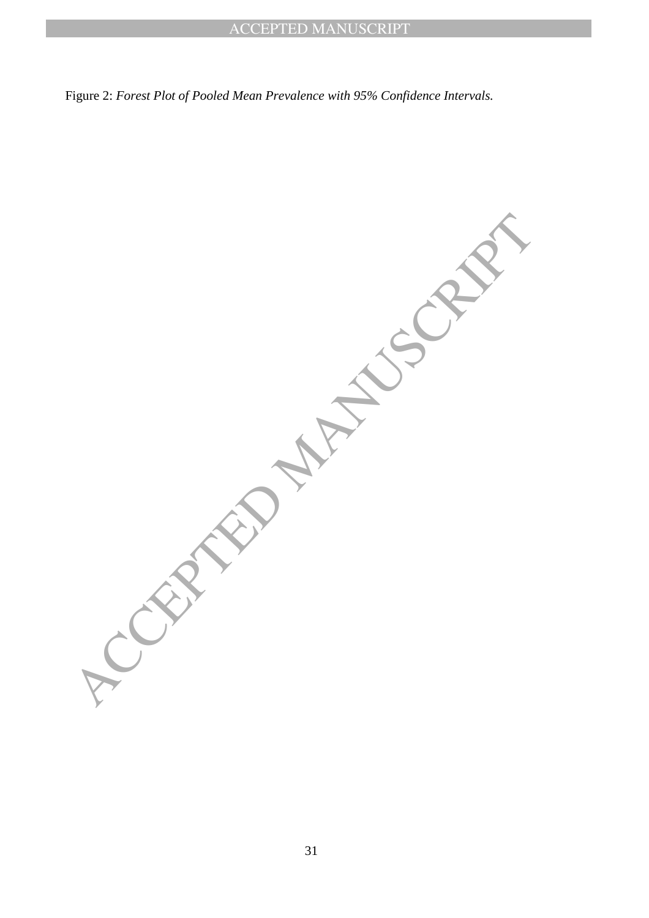Figure 2: *Forest Plot of Pooled Mean Prevalence with 95% Confidence Intervals.*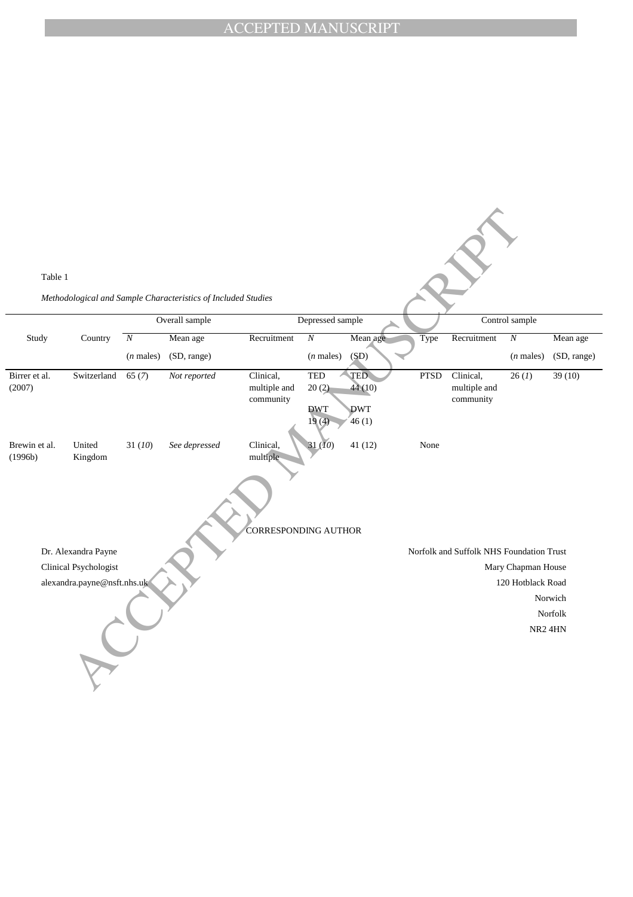Table 1

*Methodological and Sample Characteristics of Included Studies*

| Study | Country | Overall sample | | Depressed sample | | | Control sample | | | |
|---|---|---|---|---|---|---|---|---|---|---|
| | | *N* (*n* males) | Mean age (SD, range) | Recruitment | *N* (*n* males) | Mean age (SD) | Type | Recruitment | *N* (*n* males) | Mean age (SD, range) |
| Birrer et al. (2007) | Switzerland | 65 (*7*) | *Not reported* | Clinical, multiple and community | TED 20 (2) DWT 19 (4) | TED 44 (10) DWT 46 (1) | PTSD | Clinical, multiple and community | 26 (*1*) | 39 (10) |
| Brewin et al. (1996b) | United Kingdom | 31 (*10*) | *See depressed* | Clinical, multiple | 31 (*10*) | 41 (12) | None | | | |

CORRESPONDING AUTHOR

Dr. Alexandra Payne
Clinical Psychologist
alexandra.payne@nsft.nhs.uk

Norfolk and Suffolk NHS Foundation Trust
Mary Chapman House
120 Hotblack Road
Norwich
Norfolk
NR2 4HN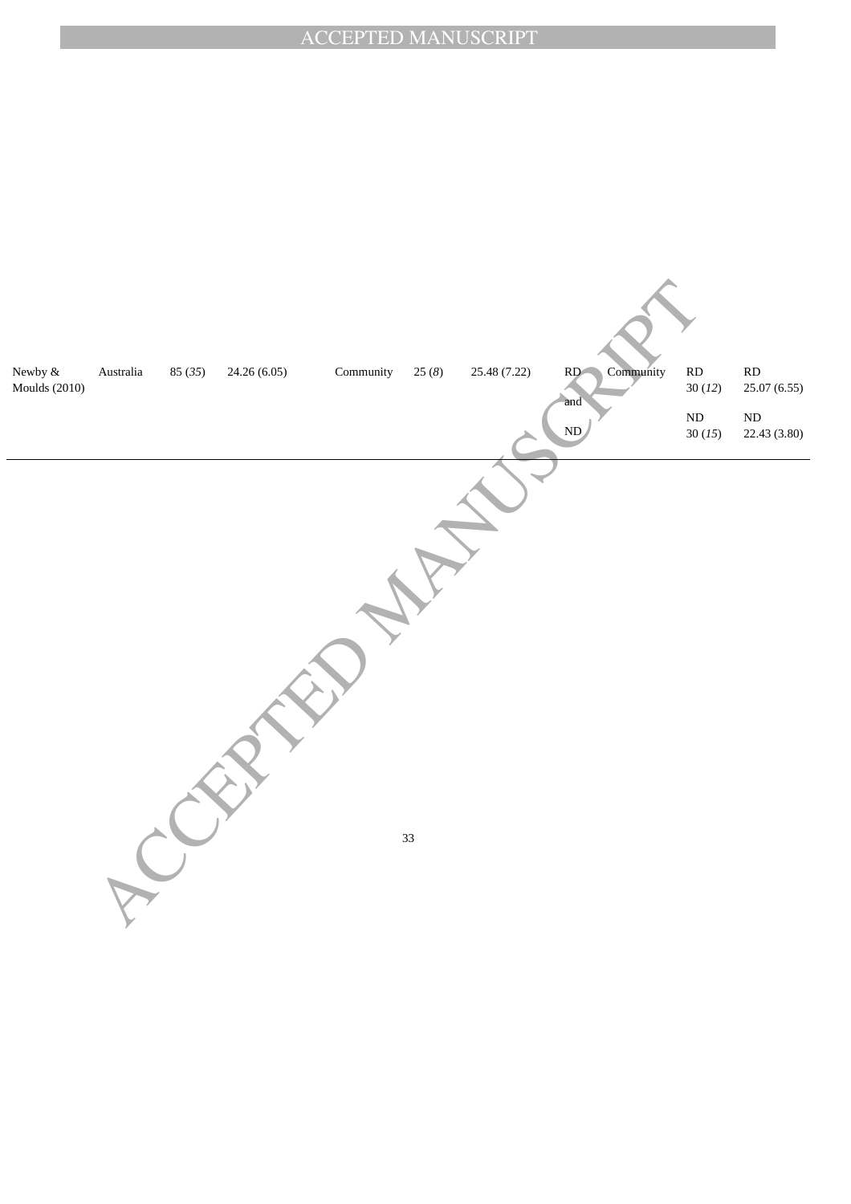| | | | | | | | | | | |
|---|---|---|---|---|---|---|---|---|---|---|
| Newby & Moulds (2010) | Australia | 85 (*35*) | 24.26 (6.05) | Community | 25 (*8*) | 25.48 (7.22) | RD and ND | Community | RD 30 (*12*) | RD 25.07 (6.55) |
| | | | | | | | | | ND 30 (*15*) | ND 22.43 (3.80) |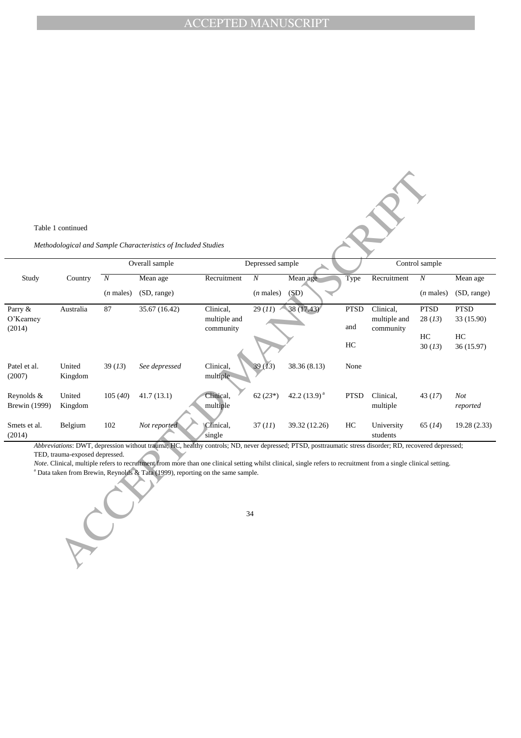Table 1 continued

*Methodological and Sample Characteristics of Included Studies*

| Study | Country | Overall sample | | Depressed sample | | | Control sample | | | |
|---|---|---|---|---|---|---|---|---|---|---|
| | | *N* (*n* males) | Mean age (SD, range) | Recruitment | *N* (*n* males) | Mean age (SD) | Type | Recruitment | *N* (*n* males) | Mean age (SD, range) |
| Parry & O'Kearney (2014) | Australia | 87 | 35.67 (16.42) | Clinical, multiple and community | 29 (*11*) | 38 (17.43) | PTSD and HC | Clinical, multiple and community | PTSD 28 (*13*) HC 30 (*13*) | PTSD 33 (15.90) HC 36 (15.97) |
| Patel et al. (2007) | United Kingdom | 39 (*13*) | *See depressed* | Clinical, multiple | 39 (*13*) | 38.36 (8.13) | None | | | |
| Reynolds & Brewin (1999) | United Kingdom | 105 (*40*) | 41.7 (13.1) | Clinical, multiple | 62 (*23\**) | 42.2 (13.9) [a] | PTSD | Clinical, multiple | 43 (*17*) | *Not reported* |
| Smets et al. (2014) | Belgium | 102 | *Not reported* | Clinical, single | 37 (*11*) | 39.32 (12.26) | HC | University students | 65 (*14*) | 19.28 (2.33) |

*Abbreviations*: DWT, depression without trauma; HC, healthy controls; ND, never depressed; PTSD, posttraumatic stress disorder; RD, recovered depressed; TED, trauma-exposed depressed.

*Note*. Clinical, multiple refers to recruitment from more than one clinical setting whilst clinical, single refers to recruitment from a single clinical setting.

[a] Data taken from Brewin, Reynolds & Tata (1999), reporting on the same sample.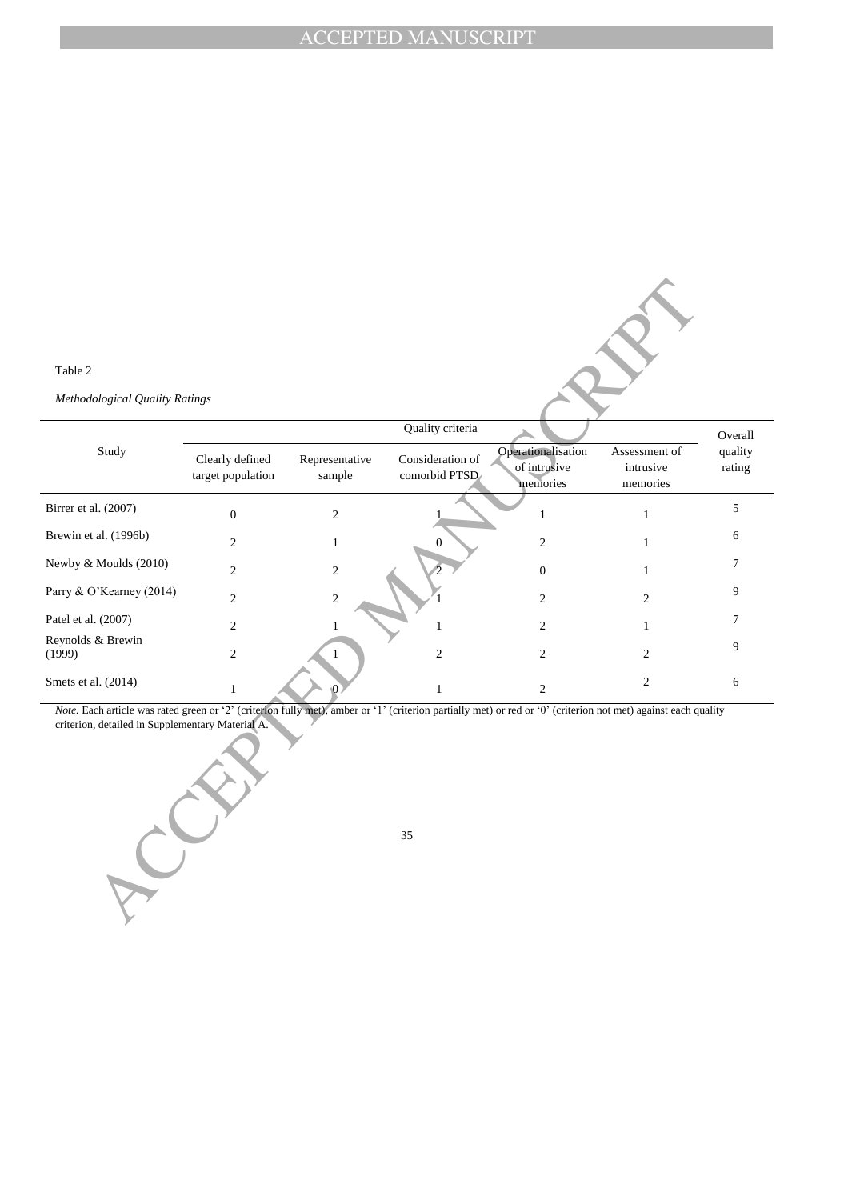Table 2

*Methodological Quality Ratings*

| Study | Quality criteria | | | | | Overall quality rating |
|---|---|---|---|---|---|---|
| | Clearly defined target population | Representative sample | Consideration of comorbid PTSD | Operationalisation of intrusive memories | Assessment of intrusive memories | |
| Birrer et al. (2007) | 0 | 2 | 1 | 1 | 1 | 5 |
| Brewin et al. (1996b) | 2 | 1 | 0 | 2 | 1 | 6 |
| Newby & Moulds (2010) | 2 | 2 | 2 | 0 | 1 | 7 |
| Parry & O'Kearney (2014) | 2 | 2 | 1 | 2 | 2 | 9 |
| Patel et al. (2007) | 2 | 1 | 1 | 2 | 1 | 7 |
| Reynolds & Brewin (1999) | 2 | 1 | 2 | 2 | 2 | 9 |
| Smets et al. (2014) | 1 | 0 | 1 | 2 | 2 | 6 |

*Note.* Each article was rated green or '2' (criterion fully met), amber or '1' (criterion partially met) or red or '0' (criterion not met) against each quality criterion, detailed in Supplementary Material A.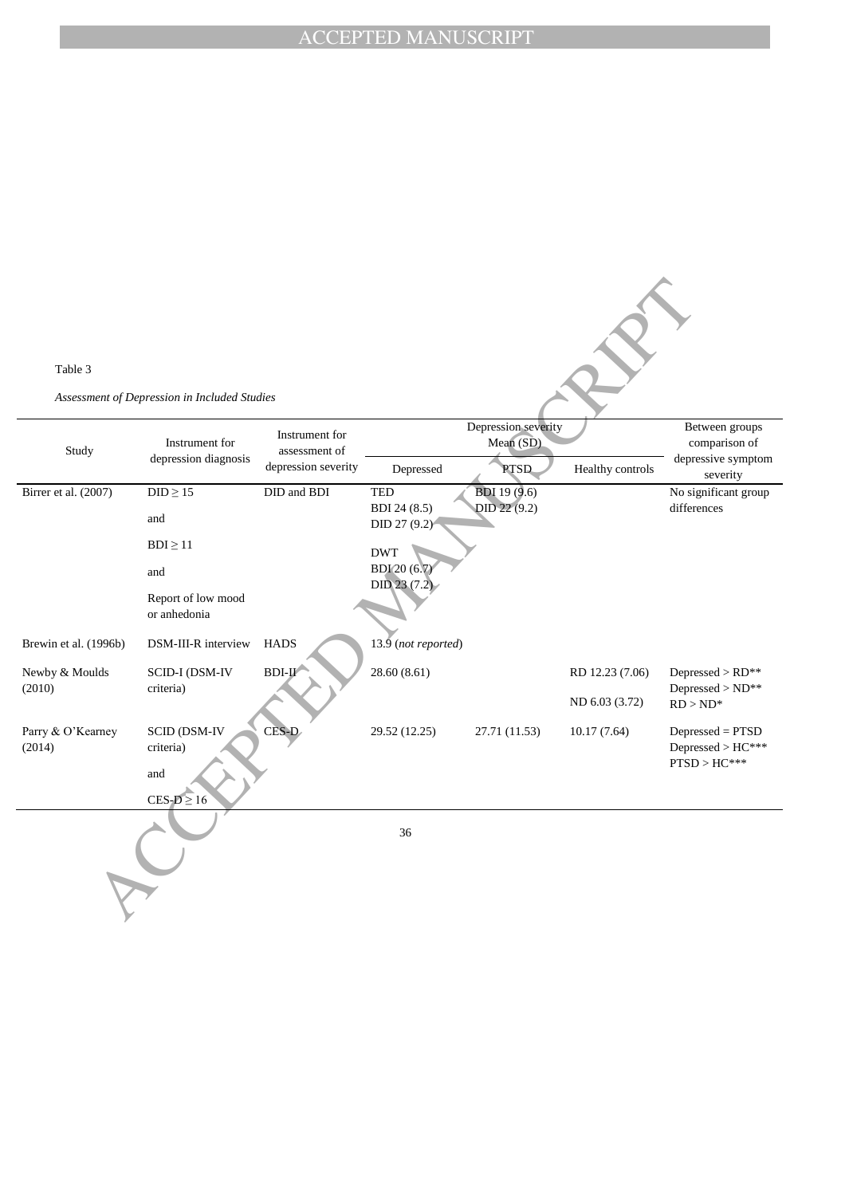Table 3

*Assessment of Depression in Included Studies*

| Study | Instrument for depression diagnosis | Instrument for assessment of depression severity | Depression severity Mean (SD) | | | Between groups comparison of depressive symptom severity |
|---|---|---|---|---|---|---|
| | | | Depressed | PTSD | Healthy controls | |
| Birrer et al. (2007) | DID ≥ 15 and BDI ≥ 11 and Report of low mood or anhedonia | DID and BDI | TED BDI 24 (8.5) DID 27 (9.2) DWT BDI 20 (6.7) DID 23 (7.2) | BDI 19 (9.6) DID 22 (9.2) | | No significant group differences |
| Brewin et al. (1996b) | DSM-III-R interview | HADS | 13.9 (*not reported*) | | | |
| Newby & Moulds (2010) | SCID-I (DSM-IV criteria) | BDI-II | 28.60 (8.61) | | RD 12.23 (7.06) ND 6.03 (3.72) | Depressed > RD** Depressed > ND** RD > ND* |
| Parry & O'Kearney (2014) | SCID (DSM-IV criteria) and CES-D ≥ 16 | CES-D | 29.52 (12.25) | 27.71 (11.53) | 10.17 (7.64) | Depressed = PTSD Depressed > HC*** PTSD > HC*** |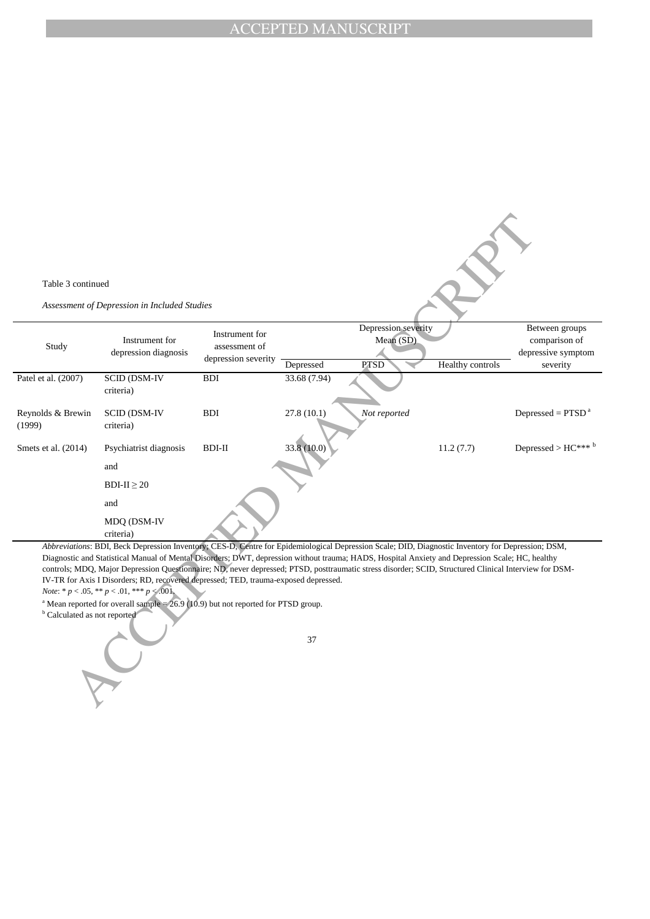Table 3 continued

*Assessment of Depression in Included Studies*

| Study | Instrument for depression diagnosis | Instrument for assessment of depression severity | Depression severity Mean (SD) | | | Between groups comparison of depressive symptom severity |
|---|---|---|---|---|---|---|
| | | | Depressed | PTSD | Healthy controls | |
| Patel et al. (2007) | SCID (DSM-IV criteria) | BDI | 33.68 (7.94) | | | |
| Reynolds & Brewin (1999) | SCID (DSM-IV criteria) | BDI | 27.8 (10.1) | *Not reported* | | Depressed = PTSD [a] |
| Smets et al. (2014) | Psychiatrist diagnosis and BDI-II ≥ 20 and MDQ (DSM-IV criteria) | BDI-II | 33.8 (10.0) | | 11.2 (7.7) | Depressed > HC*** [b] |

*Abbreviations*: BDI, Beck Depression Inventory; CES-D, Centre for Epidemiological Depression Scale; DID, Diagnostic Inventory for Depression; DSM, Diagnostic and Statistical Manual of Mental Disorders; DWT, depression without trauma; HADS, Hospital Anxiety and Depression Scale; HC, healthy controls; MDQ, Major Depression Questionnaire; ND, never depressed; PTSD, posttraumatic stress disorder; SCID, Structured Clinical Interview for DSM-IV-TR for Axis I Disorders; RD, recovered depressed; TED, trauma-exposed depressed.

*Note*: * $p < .05$, ** $p < .01$, *** $p < .001$.

[a] Mean reported for overall sample = 26.9 (10.9) but not reported for PTSD group.

[b] Calculated as not reported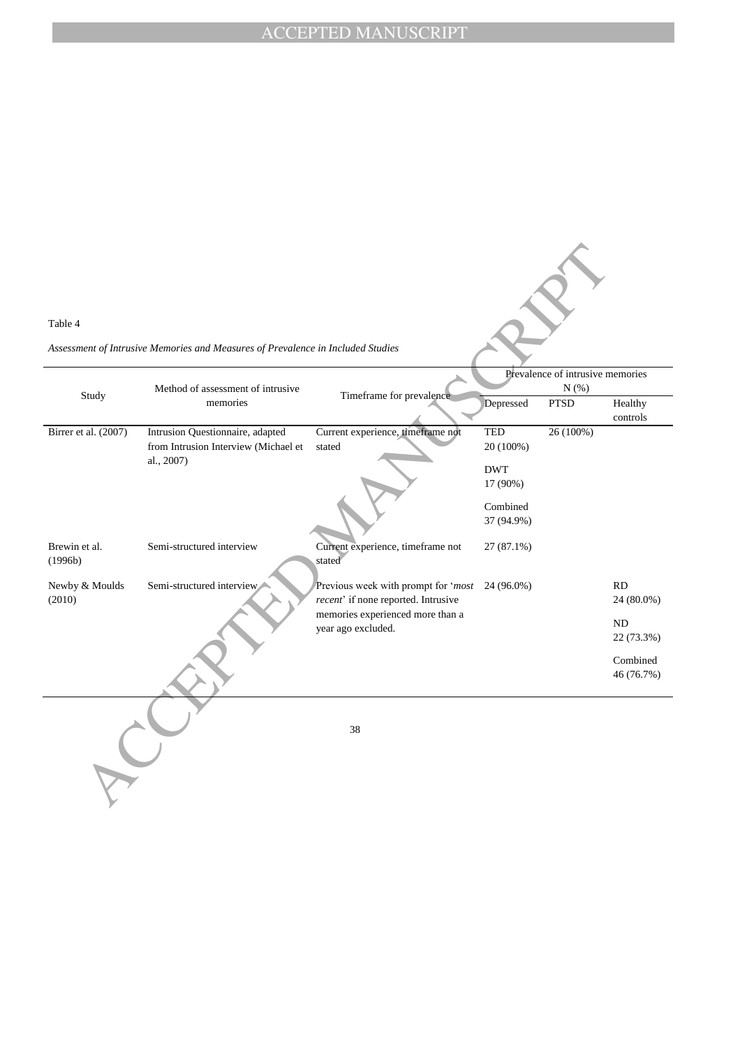Table 4

*Assessment of Intrusive Memories and Measures of Prevalence in Included Studies*

| Study | Method of assessment of intrusive memories | Timeframe for prevalence | Prevalence of intrusive memories N (%) | | |
|---|---|---|---|---|---|
| | | | Depressed | PTSD | Healthy controls |
| Birrer et al. (2007) | Intrusion Questionnaire, adapted from Intrusion Interview (Michael et al., 2007) | Current experience, timeframe not stated | TED 20 (100%)<br>DWT 17 (90%)<br>Combined 37 (94.9%) | 26 (100%) | |
| Brewin et al. (1996b) | Semi-structured interview | Current experience, timeframe not stated | 27 (87.1%) | | |
| Newby & Moulds (2010) | Semi-structured interview | Previous week with prompt for '*most recent*' if none reported. Intrusive memories experienced more than a year ago excluded. | 24 (96.0%) | | RD 24 (80.0%)<br>ND 22 (73.3%)<br>Combined 46 (76.7%) |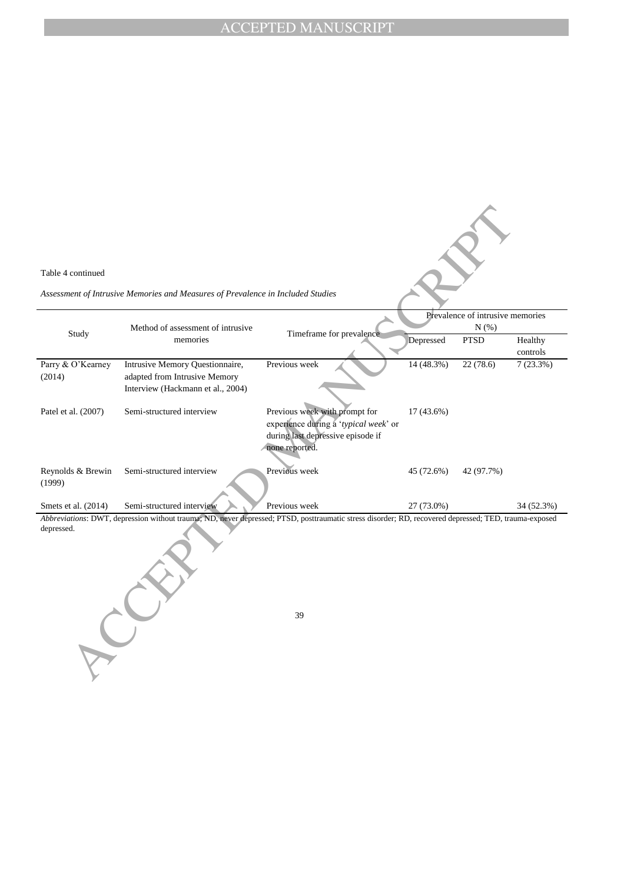Table 4 continued

*Assessment of Intrusive Memories and Measures of Prevalence in Included Studies*

| Study | Method of assessment of intrusive memories | Timeframe for prevalence | Prevalence of intrusive memories N (%) | | |
|---|---|---|---|---|---|
| | | | Depressed | PTSD | Healthy controls |
| Parry & O'Kearney (2014) | Intrusive Memory Questionnaire, adapted from Intrusive Memory Interview (Hackmann et al., 2004) | Previous week | 14 (48.3%) | 22 (78.6) | 7 (23.3%) |
| Patel et al. (2007) | Semi-structured interview | Previous week with prompt for experience during a '*typical week*' or during last depressive episode if none reported. | 17 (43.6%) | | |
| Reynolds & Brewin (1999) | Semi-structured interview | Previous week | 45 (72.6%) | 42 (97.7%) | |
| Smets et al. (2014) | Semi-structured interview | Previous week | 27 (73.0%) | | 34 (52.3%) |

*Abbreviations*: DWT, depression without trauma; ND, never depressed; PTSD, posttraumatic stress disorder; RD, recovered depressed; TED, trauma-exposed depressed.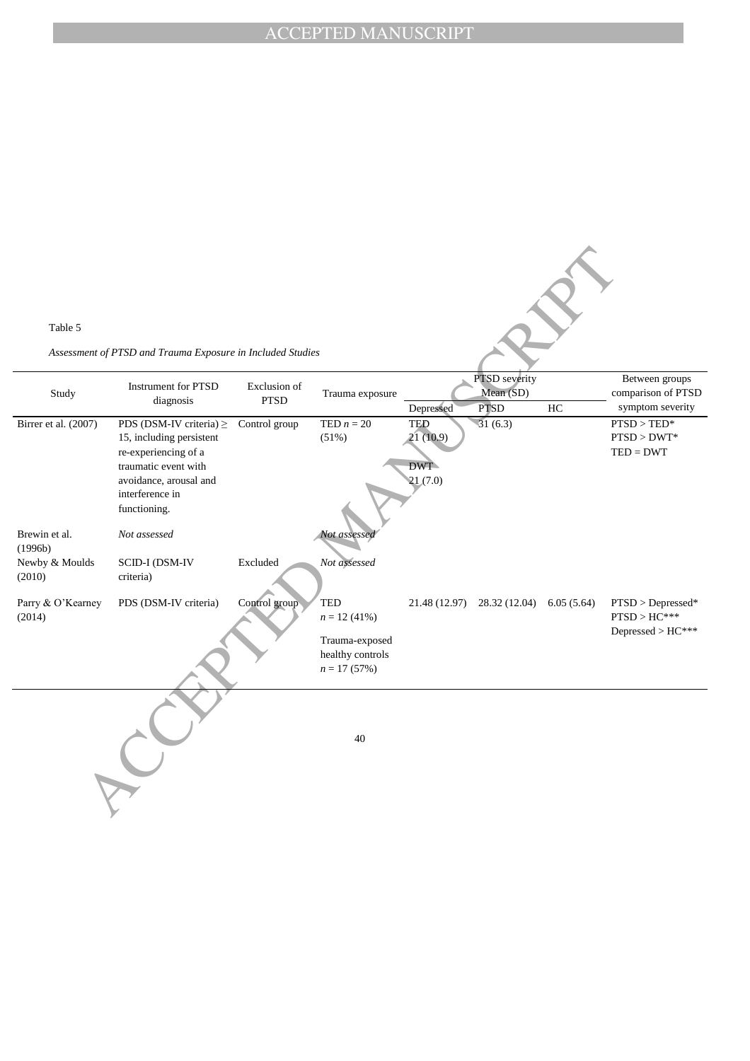Table 5

*Assessment of PTSD and Trauma Exposure in Included Studies*

| Study | Instrument for PTSD diagnosis | Exclusion of PTSD | Trauma exposure | PTSD severity Mean (SD) | | | Between groups comparison of PTSD symptom severity |
|---|---|---|---|---|---|---|---|
| | | | | Depressed | PTSD | HC | |
| Birrer et al. (2007) | PDS (DSM-IV criteria) ≥ 15, including persistent re-experiencing of a traumatic event with avoidance, arousal and interference in functioning. | Control group | TED $n = 20$ (51%) | TED 21 (10.9) DWT 21 (7.0) | 31 (6.3) | | PTSD > TED* PTSD > DWT* TED = DWT |
| Brewin et al. (1996b) | *Not assessed* | | *Not assessed* | | | | |
| Newby & Moulds (2010) | SCID-I (DSM-IV criteria) | Excluded | *Not assessed* | | | | |
| Parry & O'Kearney (2014) | PDS (DSM-IV criteria) | Control group | TED $n = 12$ (41%) Trauma-exposed healthy controls $n = 17$ (57%) | 21.48 (12.97) | 28.32 (12.04) | 6.05 (5.64) | PTSD > Depressed* PTSD > HC*** Depressed > HC*** |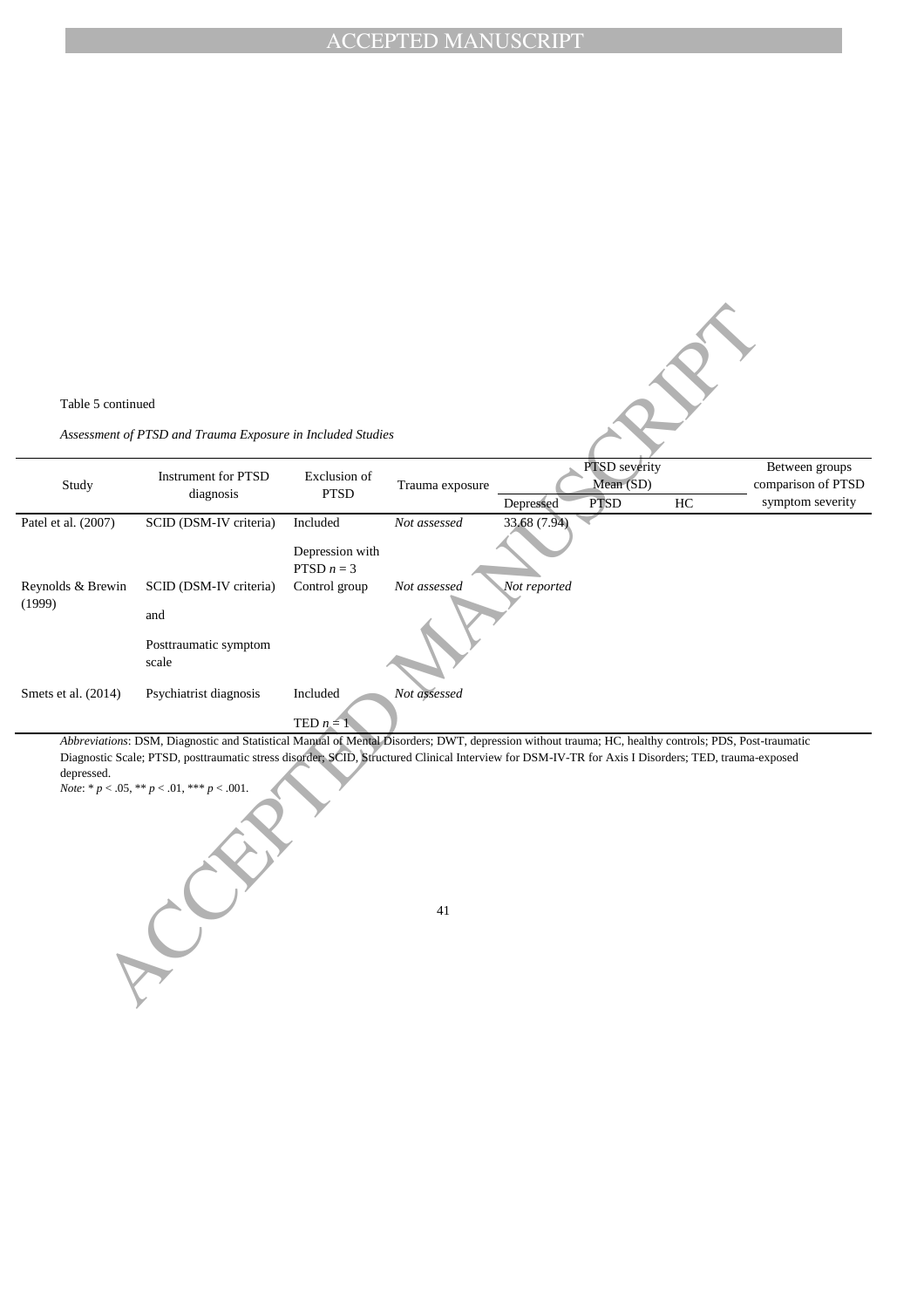Table 5 continued

*Assessment of PTSD and Trauma Exposure in Included Studies*

| Study | Instrument for PTSD diagnosis | Exclusion of PTSD | Trauma exposure | PTSD severity Mean (SD) | | | Between groups comparison of PTSD symptom severity |
|---|---|---|---|---|---|---|---|
| | | | | Depressed | PTSD | HC | |
| Patel et al. (2007) | SCID (DSM-IV criteria) | Included<br><br>Depression with PTSD $n = 3$ | *Not assessed* | 33.68 (7.94) | | | |
| Reynolds & Brewin (1999) | SCID (DSM-IV criteria)<br><br>and<br><br>Posttraumatic symptom scale | Control group | *Not assessed* | *Not reported* | | | |
| Smets et al. (2014) | Psychiatrist diagnosis | Included<br><br>TED $n = 1$ | *Not assessed* | | | | |

*Abbreviations*: DSM, Diagnostic and Statistical Manual of Mental Disorders; DWT, depression without trauma; HC, healthy controls; PDS, Post-traumatic Diagnostic Scale; PTSD, posttraumatic stress disorder; SCID, Structured Clinical Interview for DSM-IV-TR for Axis I Disorders; TED, trauma-exposed depressed.
*Note*: * $p < .05$, ** $p < .01$, *** $p < .001$.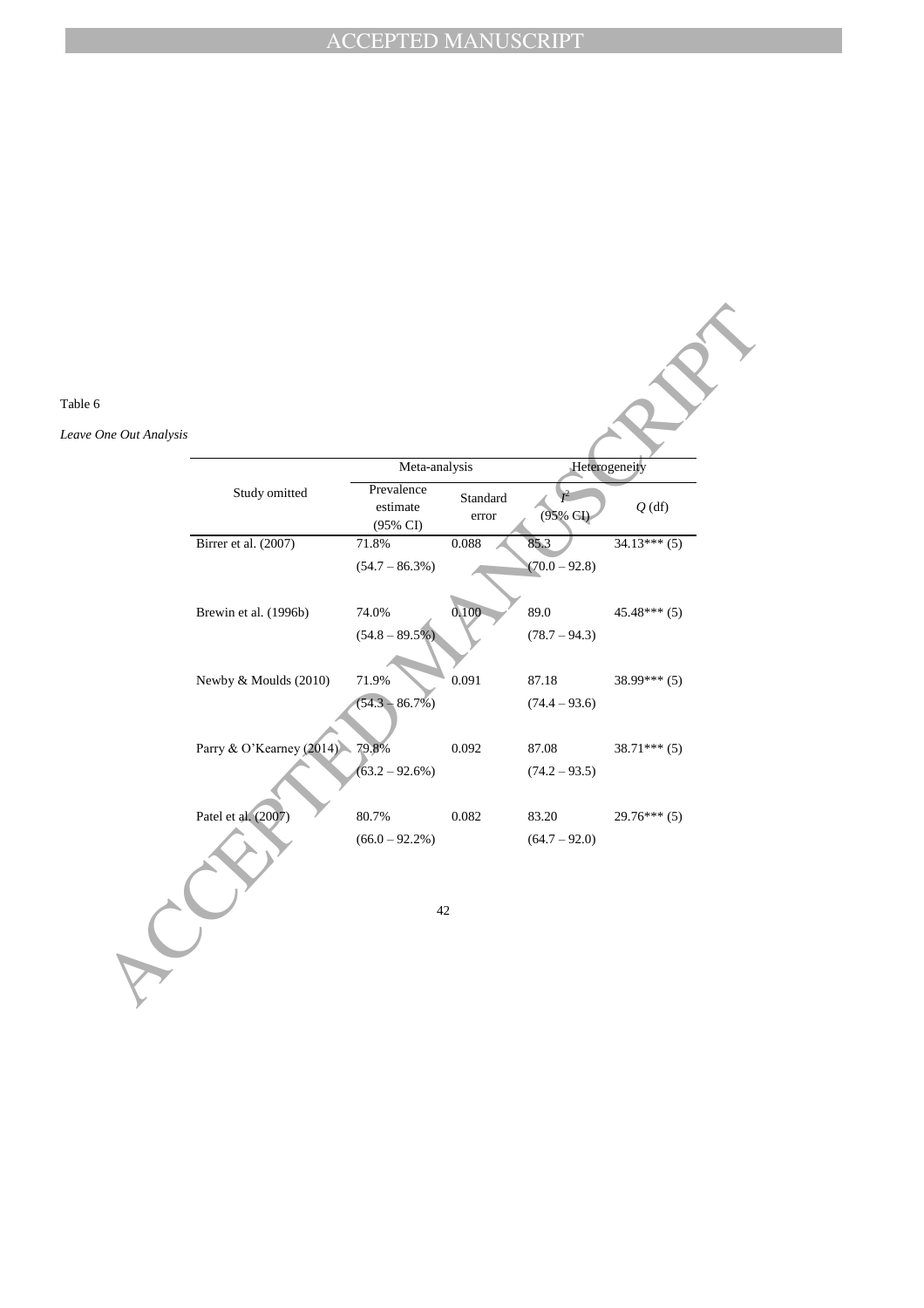Table 6

*Leave One Out Analysis*

| Study omitted | Meta-analysis | | Heterogeneity | |
|---|---|---|---|---|
| | Prevalence estimate (95% CI) | Standard error | $I^2$ (95% CI) | $Q$ (df) |
| Birrer et al. (2007) | 71.8% (54.7 – 86.3%) | 0.088 | 85.3 (70.0 – 92.8) | 34.13*** (5) |
| Brewin et al. (1996b) | 74.0% (54.8 – 89.5%) | 0.100 | 89.0 (78.7 – 94.3) | 45.48*** (5) |
| Newby & Moulds (2010) | 71.9% (54.3 – 86.7%) | 0.091 | 87.18 (74.4 – 93.6) | 38.99*** (5) |
| Parry & O'Kearney (2014) | 79.8% (63.2 – 92.6%) | 0.092 | 87.08 (74.2 – 93.5) | 38.71*** (5) |
| Patel et al. (2007) | 80.7% (66.0 – 92.2%) | 0.082 | 83.20 (64.7 – 92.0) | 29.76*** (5) |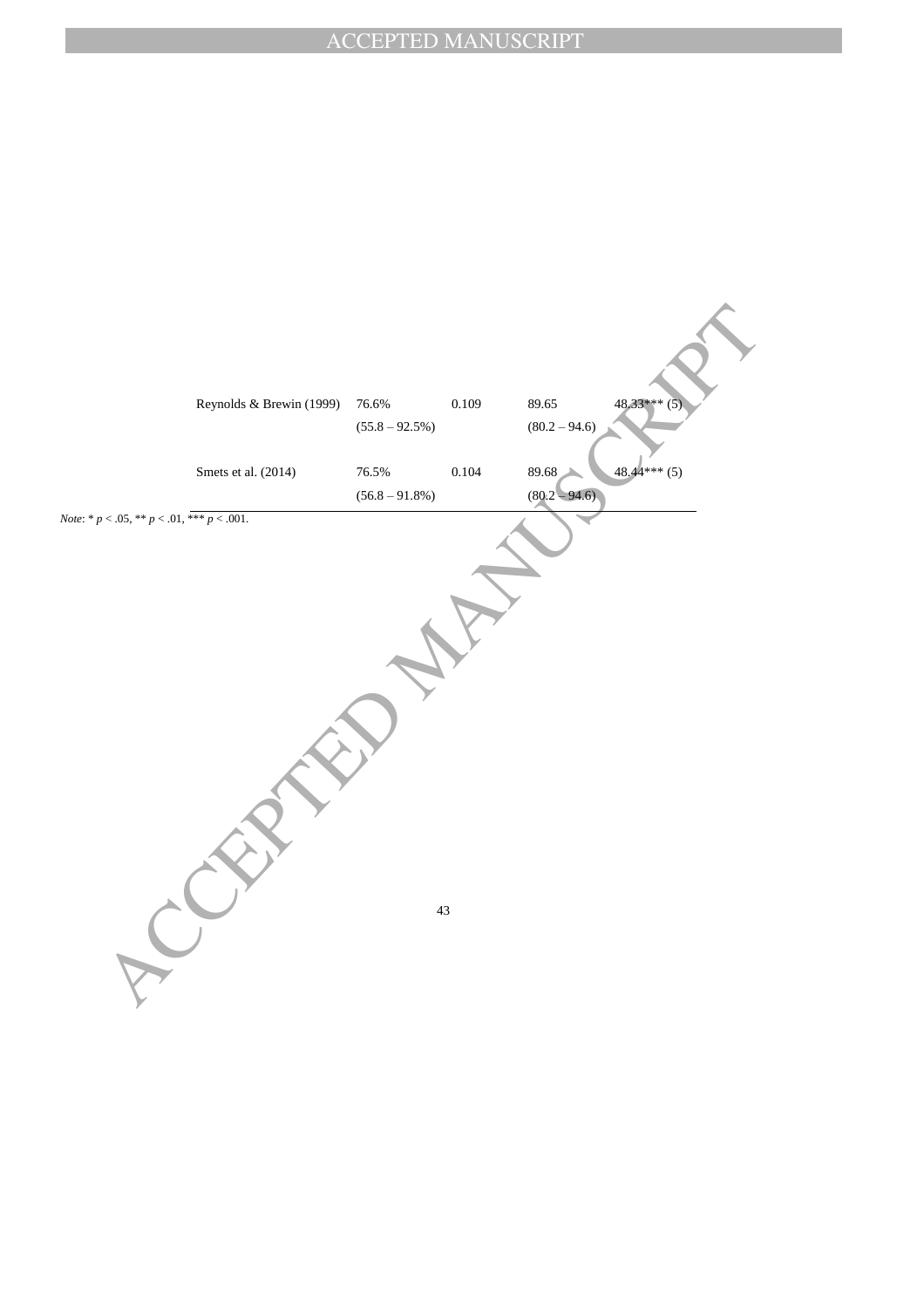| | | | | |
|---|---|---|---|---|
| Reynolds & Brewin (1999) | 76.6% (55.8 – 92.5%) | 0.109 | 89.65 (80.2 – 94.6) | 48.33*** (5) |
| Smets et al. (2014) | 76.5% (56.8 – 91.8%) | 0.104 | 89.68 (80.2 – 94.6) | 48.44*** (5) |

*Note*: * $p < .05$, ** $p < .01$, *** $p < .001$.